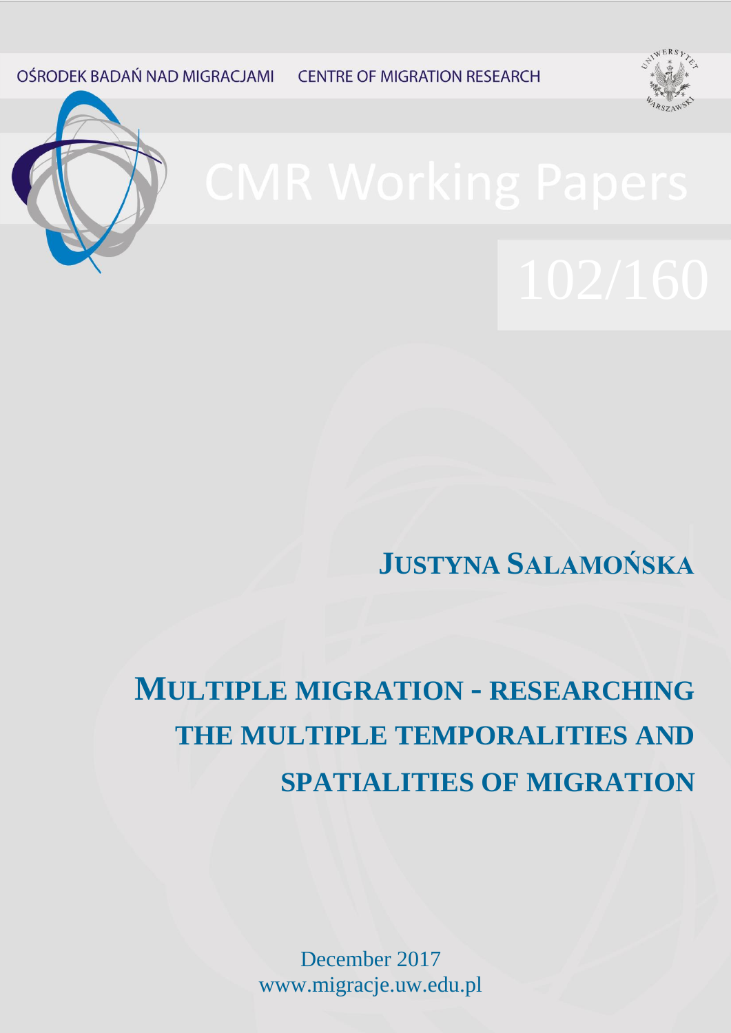OŚRODEK BADAŃ NAD MIGRACJAMI CENTRE OF MIGRATION RESEARCH

# CMR Working Papers

## 102/160

**JUSTYNA SALAMOŃSKA**

# MULTIPLE MIGRATION - RESEARCHING THE MULTIPLE TEMPORALITIES AND SPATIALITIES OF MIGRATION

December 2017
www.migracje.uw.edu.pl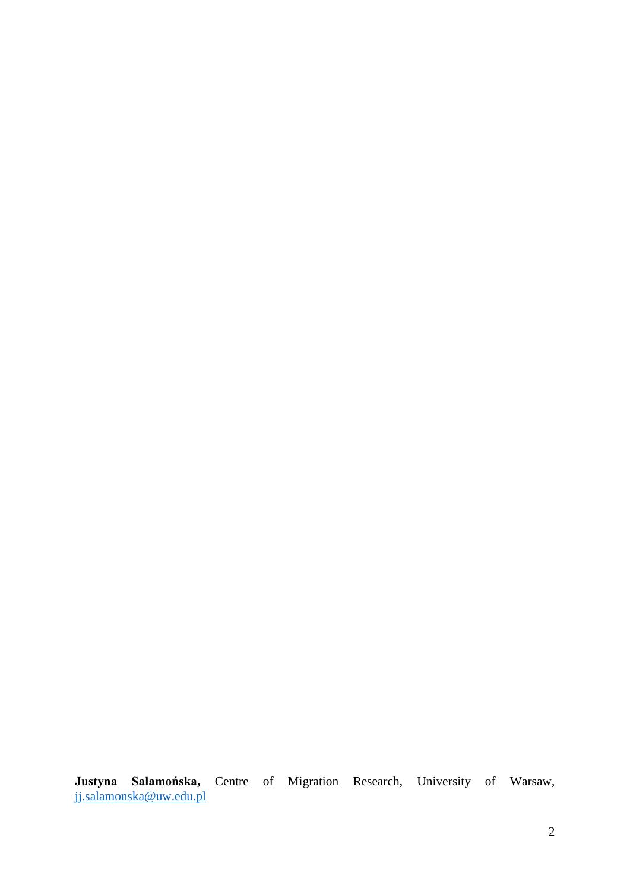**Justyna Salamońska,** Centre of Migration Research, University of Warsaw, jj.salamonska@uw.edu.pl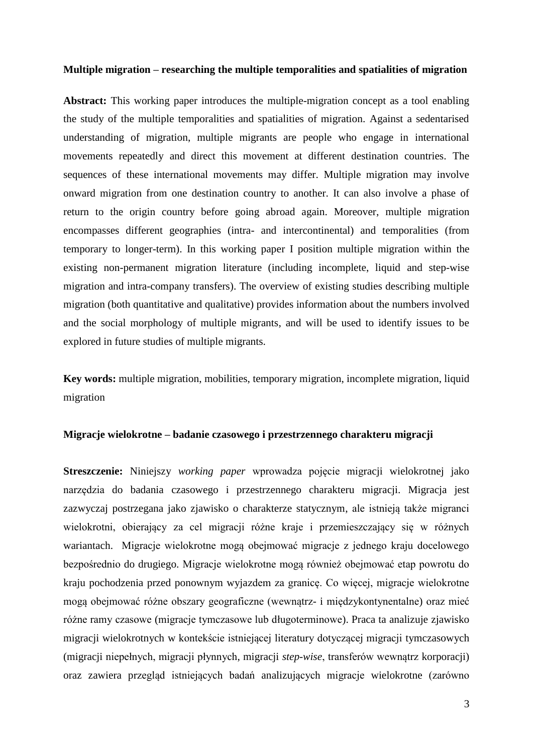**Multiple migration – researching the multiple temporalities and spatialities of migration**

**Abstract:** This working paper introduces the multiple-migration concept as a tool enabling the study of the multiple temporalities and spatialities of migration. Against a sedentarised understanding of migration, multiple migrants are people who engage in international movements repeatedly and direct this movement at different destination countries. The sequences of these international movements may differ. Multiple migration may involve onward migration from one destination country to another. It can also involve a phase of return to the origin country before going abroad again. Moreover, multiple migration encompasses different geographies (intra- and intercontinental) and temporalities (from temporary to longer-term). In this working paper I position multiple migration within the existing non-permanent migration literature (including incomplete, liquid and step-wise migration and intra-company transfers). The overview of existing studies describing multiple migration (both quantitative and qualitative) provides information about the numbers involved and the social morphology of multiple migrants, and will be used to identify issues to be explored in future studies of multiple migrants.

**Key words:** multiple migration, mobilities, temporary migration, incomplete migration, liquid migration

**Migracje wielokrotne – badanie czasowego i przestrzennego charakteru migracji**

**Streszczenie:** Niniejszy *working paper* wprowadza pojęcie migracji wielokrotnej jako narzędzia do badania czasowego i przestrzennego charakteru migracji. Migracja jest zazwyczaj postrzegana jako zjawisko o charakterze statycznym, ale istnieją także migranci wielokrotni, obierający za cel migracji różne kraje i przemieszczający się w różnych wariantach. Migracje wielokrotne mogą obejmować migracje z jednego kraju docelowego bezpośrednio do drugiego. Migracje wielokrotne mogą również obejmować etap powrotu do kraju pochodzenia przed ponownym wyjazdem za granicę. Co więcej, migracje wielokrotne mogą obejmować różne obszary geograficzne (wewnątrz- i międzykontynentalne) oraz mieć różne ramy czasowe (migracje tymczasowe lub długoterminowe). Praca ta analizuje zjawisko migracji wielokrotnych w kontekście istniejącej literatury dotyczącej migracji tymczasowych (migracji niepełnych, migracji płynnych, migracji *step-wise*, transferów wewnątrz korporacji) oraz zawiera przegląd istniejących badań analizujących migracje wielokrotne (zarówno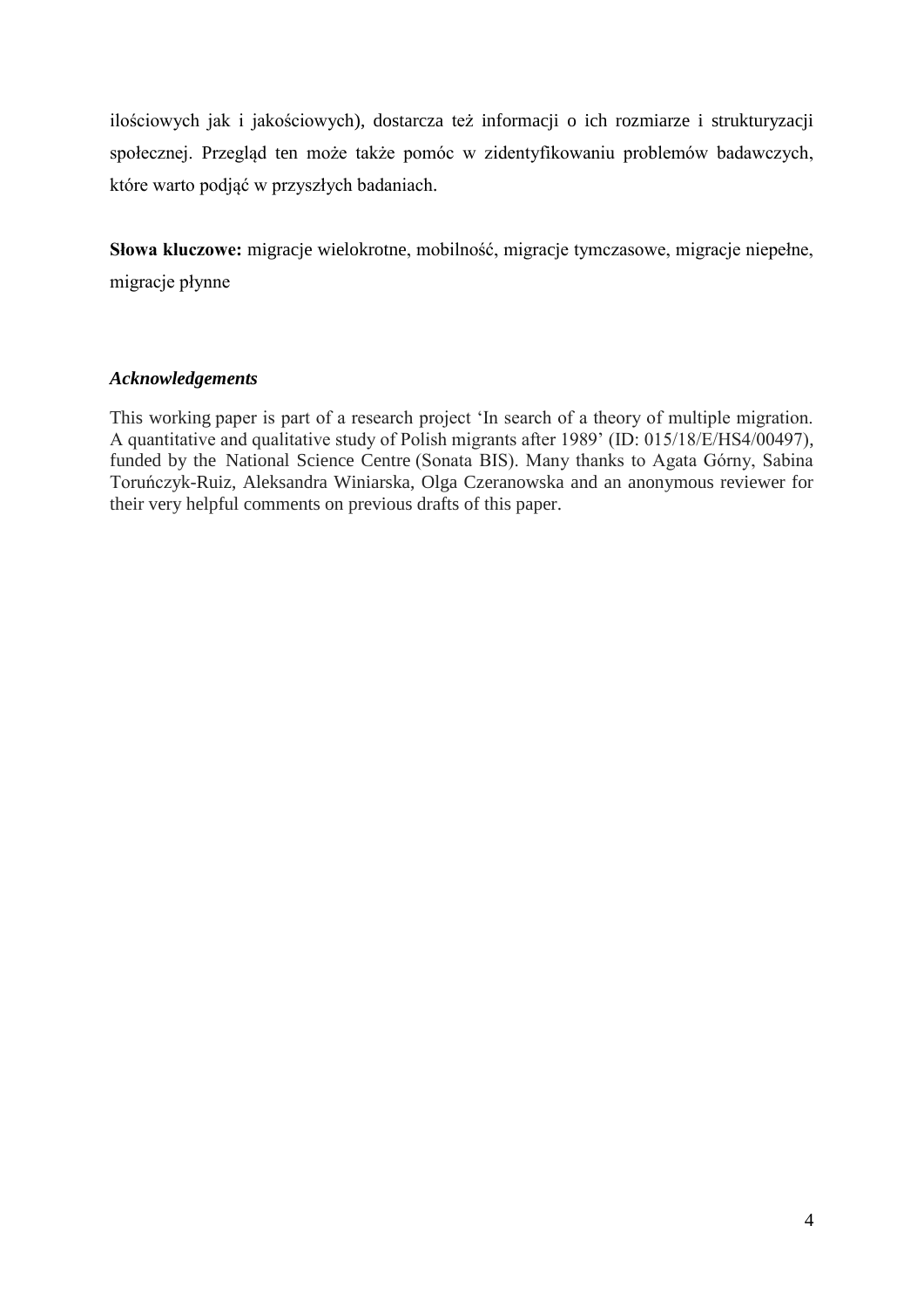ilościowych jak i jakościowych), dostarcza też informacji o ich rozmiarze i strukturyzacji społecznej. Przegląd ten może także pomóc w zidentyfikowaniu problemów badawczych, które warto podjąć w przyszłych badaniach.

**Słowa kluczowe:** migracje wielokrotne, mobilność, migracje tymczasowe, migracje niepełne, migracje płynne

### *Acknowledgements*

This working paper is part of a research project 'In search of a theory of multiple migration. A quantitative and qualitative study of Polish migrants after 1989' (ID: 015/18/E/HS4/00497), funded by the National Science Centre (Sonata BIS). Many thanks to Agata Górny, Sabina Toruńczyk-Ruiz, Aleksandra Winiarska, Olga Czeranowska and an anonymous reviewer for their very helpful comments on previous drafts of this paper.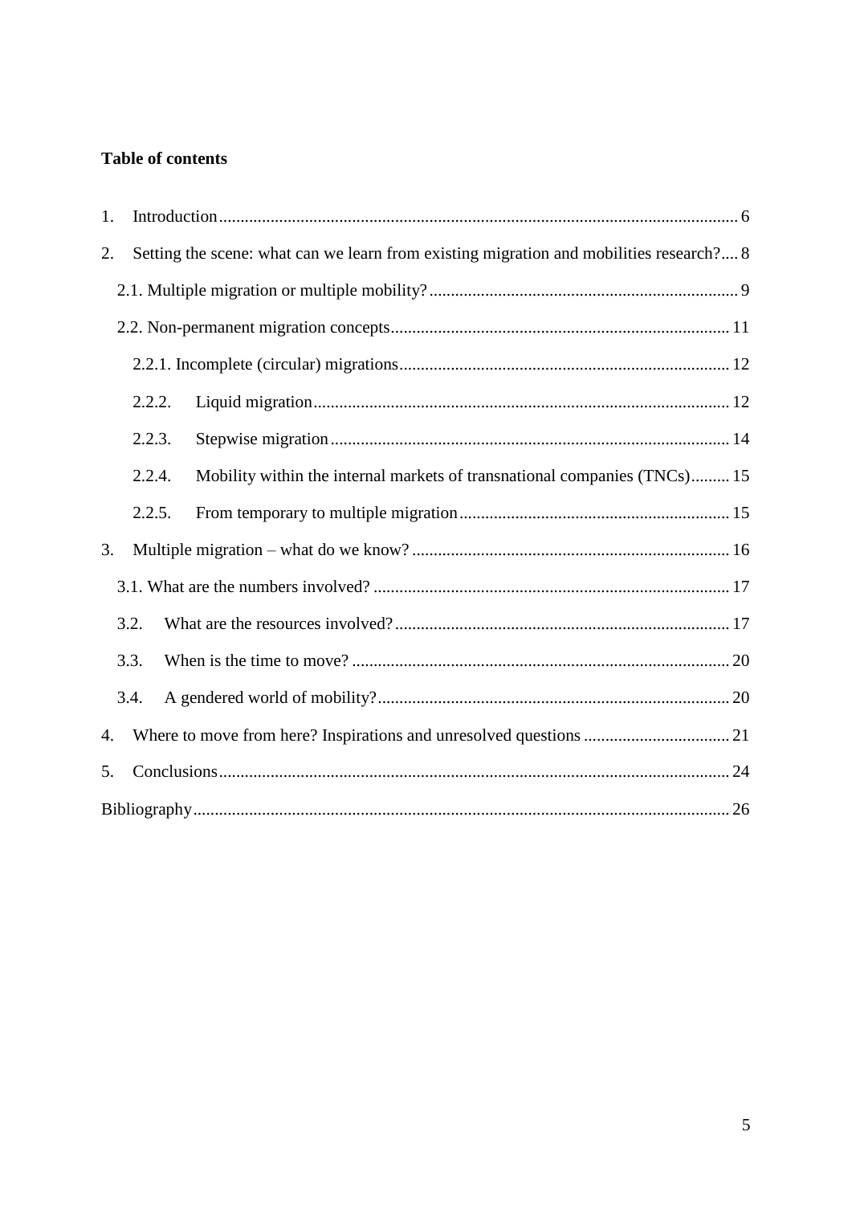**Table of contents**

1. Introduction ........................................................................................................................ 6
2. Setting the scene: what can we learn from existing migration and mobilities research? .... 8
   - 2.1. Multiple migration or multiple mobility? ....................................................................... 9
   - 2.2. Non-permanent migration concepts .............................................................................. 11
     - 2.2.1. Incomplete (circular) migrations ............................................................................ 12
     - 2.2.2. Liquid migration ................................................................................................ 12
     - 2.2.3. Stepwise migration ............................................................................................ 14
     - 2.2.4. Mobility within the internal markets of transnational companies (TNCs) ......... 15
     - 2.2.5. From temporary to multiple migration ............................................................... 15
3. Multiple migration – what do we know? ......................................................................... 16
   - 3.1. What are the numbers involved? .................................................................................. 17
   - 3.2. What are the resources involved? ............................................................................. 17
   - 3.3. When is the time to move? ....................................................................................... 20
   - 3.4. A gendered world of mobility? ................................................................................. 20
4. Where to move from here? Inspirations and unresolved questions .................................. 21
5. Conclusions ....................................................................................................................... 24

Bibliography ........................................................................................................................... 26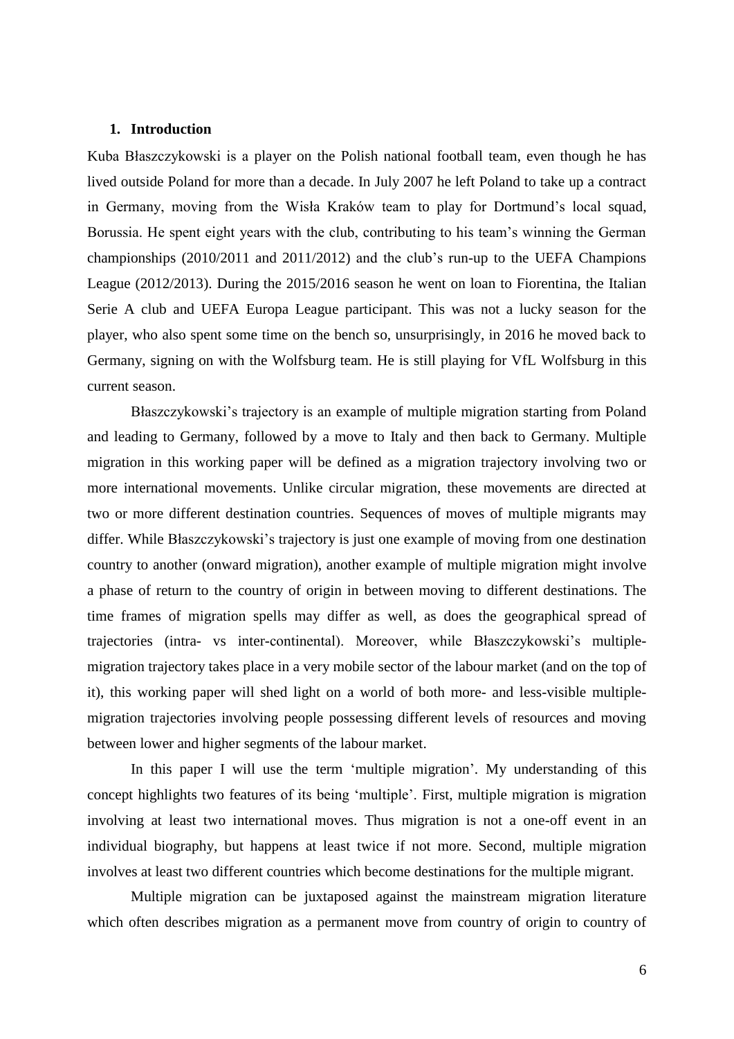## 1. Introduction

Kuba Błaszczykowski is a player on the Polish national football team, even though he has lived outside Poland for more than a decade. In July 2007 he left Poland to take up a contract in Germany, moving from the Wisła Kraków team to play for Dortmund's local squad, Borussia. He spent eight years with the club, contributing to his team's winning the German championships (2010/2011 and 2011/2012) and the club's run-up to the UEFA Champions League (2012/2013). During the 2015/2016 season he went on loan to Fiorentina, the Italian Serie A club and UEFA Europa League participant. This was not a lucky season for the player, who also spent some time on the bench so, unsurprisingly, in 2016 he moved back to Germany, signing on with the Wolfsburg team. He is still playing for VfL Wolfsburg in this current season.

Błaszczykowski's trajectory is an example of multiple migration starting from Poland and leading to Germany, followed by a move to Italy and then back to Germany. Multiple migration in this working paper will be defined as a migration trajectory involving two or more international movements. Unlike circular migration, these movements are directed at two or more different destination countries. Sequences of moves of multiple migrants may differ. While Błaszczykowski's trajectory is just one example of moving from one destination country to another (onward migration), another example of multiple migration might involve a phase of return to the country of origin in between moving to different destinations. The time frames of migration spells may differ as well, as does the geographical spread of trajectories (intra- vs inter-continental). Moreover, while Błaszczykowski's multiple-migration trajectory takes place in a very mobile sector of the labour market (and on the top of it), this working paper will shed light on a world of both more- and less-visible multiple-migration trajectories involving people possessing different levels of resources and moving between lower and higher segments of the labour market.

In this paper I will use the term 'multiple migration'. My understanding of this concept highlights two features of its being 'multiple'. First, multiple migration is migration involving at least two international moves. Thus migration is not a one-off event in an individual biography, but happens at least twice if not more. Second, multiple migration involves at least two different countries which become destinations for the multiple migrant.

Multiple migration can be juxtaposed against the mainstream migration literature which often describes migration as a permanent move from country of origin to country of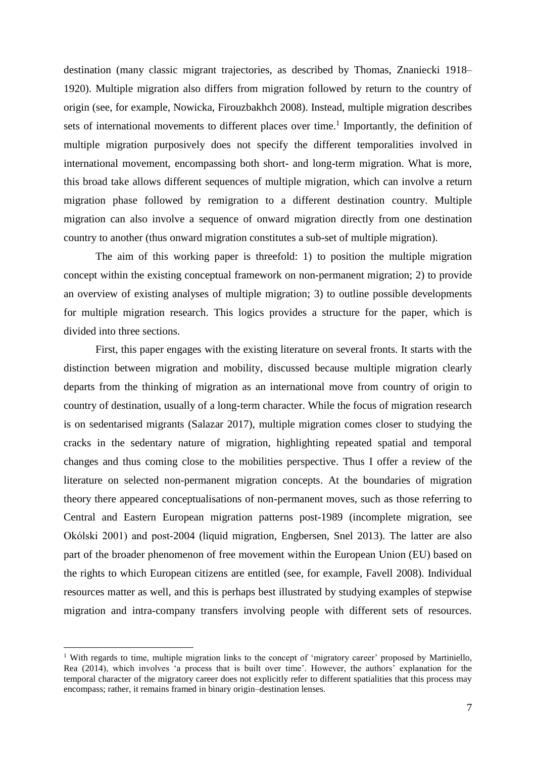destination (many classic migrant trajectories, as described by Thomas, Znaniecki 1918–1920). Multiple migration also differs from migration followed by return to the country of origin (see, for example, Nowicka, Firouzbakhch 2008). Instead, multiple migration describes sets of international movements to different places over time.[1] Importantly, the definition of multiple migration purposively does not specify the different temporalities involved in international movement, encompassing both short- and long-term migration. What is more, this broad take allows different sequences of multiple migration, which can involve a return migration phase followed by remigration to a different destination country. Multiple migration can also involve a sequence of onward migration directly from one destination country to another (thus onward migration constitutes a sub-set of multiple migration).

The aim of this working paper is threefold: 1) to position the multiple migration concept within the existing conceptual framework on non-permanent migration; 2) to provide an overview of existing analyses of multiple migration; 3) to outline possible developments for multiple migration research. This logics provides a structure for the paper, which is divided into three sections.

First, this paper engages with the existing literature on several fronts. It starts with the distinction between migration and mobility, discussed because multiple migration clearly departs from the thinking of migration as an international move from country of origin to country of destination, usually of a long-term character. While the focus of migration research is on sedentarised migrants (Salazar 2017), multiple migration comes closer to studying the cracks in the sedentary nature of migration, highlighting repeated spatial and temporal changes and thus coming close to the mobilities perspective. Thus I offer a review of the literature on selected non-permanent migration concepts. At the boundaries of migration theory there appeared conceptualisations of non-permanent moves, such as those referring to Central and Eastern European migration patterns post-1989 (incomplete migration, see Okólski 2001) and post-2004 (liquid migration, Engbersen, Snel 2013). The latter are also part of the broader phenomenon of free movement within the European Union (EU) based on the rights to which European citizens are entitled (see, for example, Favell 2008). Individual resources matter as well, and this is perhaps best illustrated by studying examples of stepwise migration and intra-company transfers involving people with different sets of resources.

---

[1] With regards to time, multiple migration links to the concept of 'migratory career' proposed by Martiniello, Rea (2014), which involves 'a process that is built over time'. However, the authors' explanation for the temporal character of the migratory career does not explicitly refer to different spatialities that this process may encompass; rather, it remains framed in binary origin–destination lenses.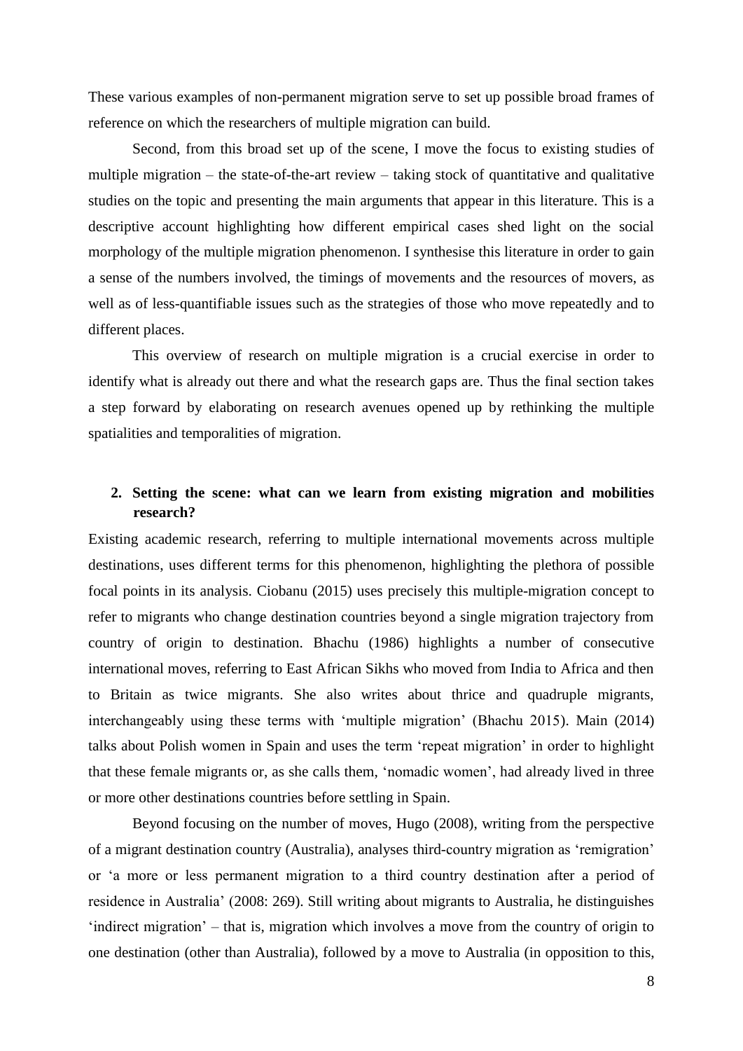These various examples of non-permanent migration serve to set up possible broad frames of reference on which the researchers of multiple migration can build.

Second, from this broad set up of the scene, I move the focus to existing studies of multiple migration – the state-of-the-art review – taking stock of quantitative and qualitative studies on the topic and presenting the main arguments that appear in this literature. This is a descriptive account highlighting how different empirical cases shed light on the social morphology of the multiple migration phenomenon. I synthesise this literature in order to gain a sense of the numbers involved, the timings of movements and the resources of movers, as well as of less-quantifiable issues such as the strategies of those who move repeatedly and to different places.

This overview of research on multiple migration is a crucial exercise in order to identify what is already out there and what the research gaps are. Thus the final section takes a step forward by elaborating on research avenues opened up by rethinking the multiple spatialities and temporalities of migration.

## 2. Setting the scene: what can we learn from existing migration and mobilities research?

Existing academic research, referring to multiple international movements across multiple destinations, uses different terms for this phenomenon, highlighting the plethora of possible focal points in its analysis. Ciobanu (2015) uses precisely this multiple-migration concept to refer to migrants who change destination countries beyond a single migration trajectory from country of origin to destination. Bhachu (1986) highlights a number of consecutive international moves, referring to East African Sikhs who moved from India to Africa and then to Britain as twice migrants. She also writes about thrice and quadruple migrants, interchangeably using these terms with 'multiple migration' (Bhachu 2015). Main (2014) talks about Polish women in Spain and uses the term 'repeat migration' in order to highlight that these female migrants or, as she calls them, 'nomadic women', had already lived in three or more other destinations countries before settling in Spain.

Beyond focusing on the number of moves, Hugo (2008), writing from the perspective of a migrant destination country (Australia), analyses third-country migration as 'remigration' or 'a more or less permanent migration to a third country destination after a period of residence in Australia' (2008: 269). Still writing about migrants to Australia, he distinguishes 'indirect migration' – that is, migration which involves a move from the country of origin to one destination (other than Australia), followed by a move to Australia (in opposition to this,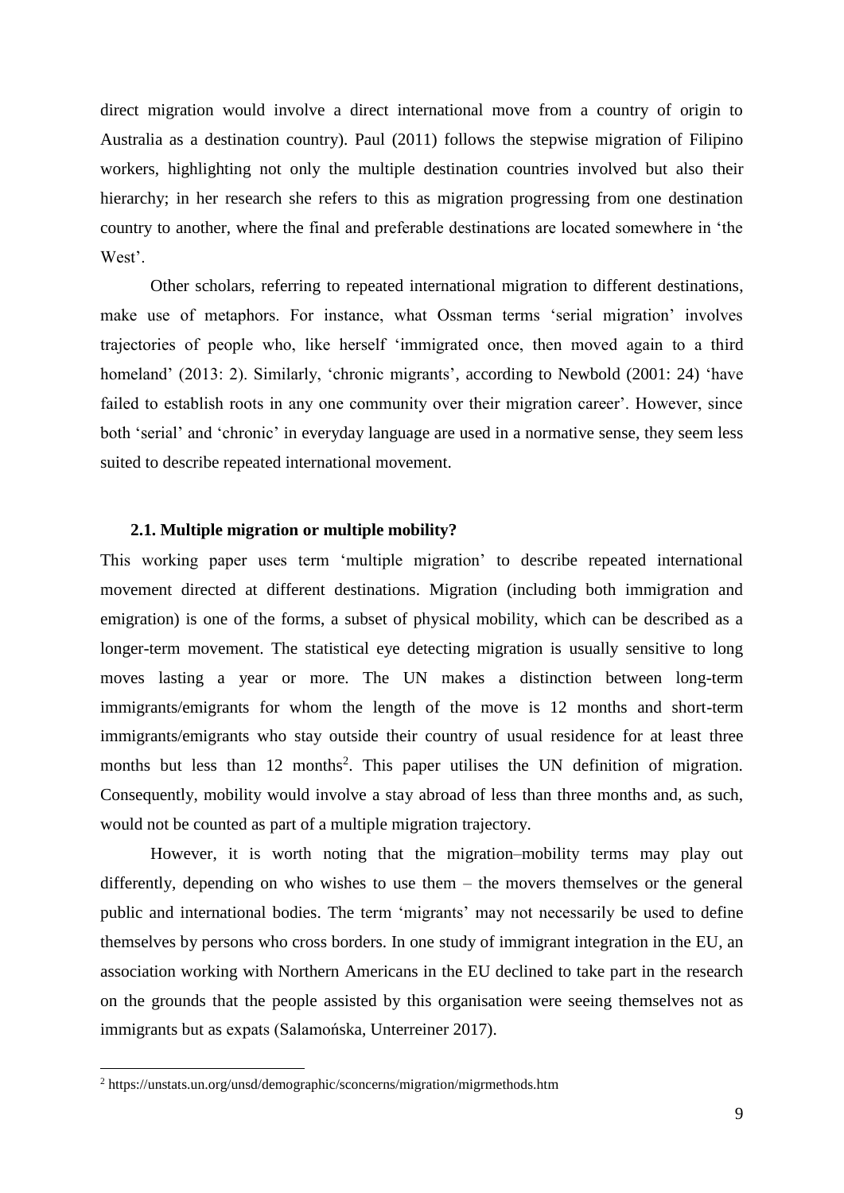direct migration would involve a direct international move from a country of origin to Australia as a destination country). Paul (2011) follows the stepwise migration of Filipino workers, highlighting not only the multiple destination countries involved but also their hierarchy; in her research she refers to this as migration progressing from one destination country to another, where the final and preferable destinations are located somewhere in 'the West'.

Other scholars, referring to repeated international migration to different destinations, make use of metaphors. For instance, what Ossman terms 'serial migration' involves trajectories of people who, like herself 'immigrated once, then moved again to a third homeland' (2013: 2). Similarly, 'chronic migrants', according to Newbold (2001: 24) 'have failed to establish roots in any one community over their migration career'. However, since both 'serial' and 'chronic' in everyday language are used in a normative sense, they seem less suited to describe repeated international movement.

### 2.1. Multiple migration or multiple mobility?

This working paper uses term 'multiple migration' to describe repeated international movement directed at different destinations. Migration (including both immigration and emigration) is one of the forms, a subset of physical mobility, which can be described as a longer-term movement. The statistical eye detecting migration is usually sensitive to long moves lasting a year or more. The UN makes a distinction between long-term immigrants/emigrants for whom the length of the move is 12 months and short-term immigrants/emigrants who stay outside their country of usual residence for at least three months but less than 12 months[2]. This paper utilises the UN definition of migration. Consequently, mobility would involve a stay abroad of less than three months and, as such, would not be counted as part of a multiple migration trajectory.

However, it is worth noting that the migration–mobility terms may play out differently, depending on who wishes to use them – the movers themselves or the general public and international bodies. The term 'migrants' may not necessarily be used to define themselves by persons who cross borders. In one study of immigrant integration in the EU, an association working with Northern Americans in the EU declined to take part in the research on the grounds that the people assisted by this organisation were seeing themselves not as immigrants but as expats (Salamońska, Unterreiner 2017).

[2] https://unstats.un.org/unsd/demographic/sconcerns/migration/migrmethods.htm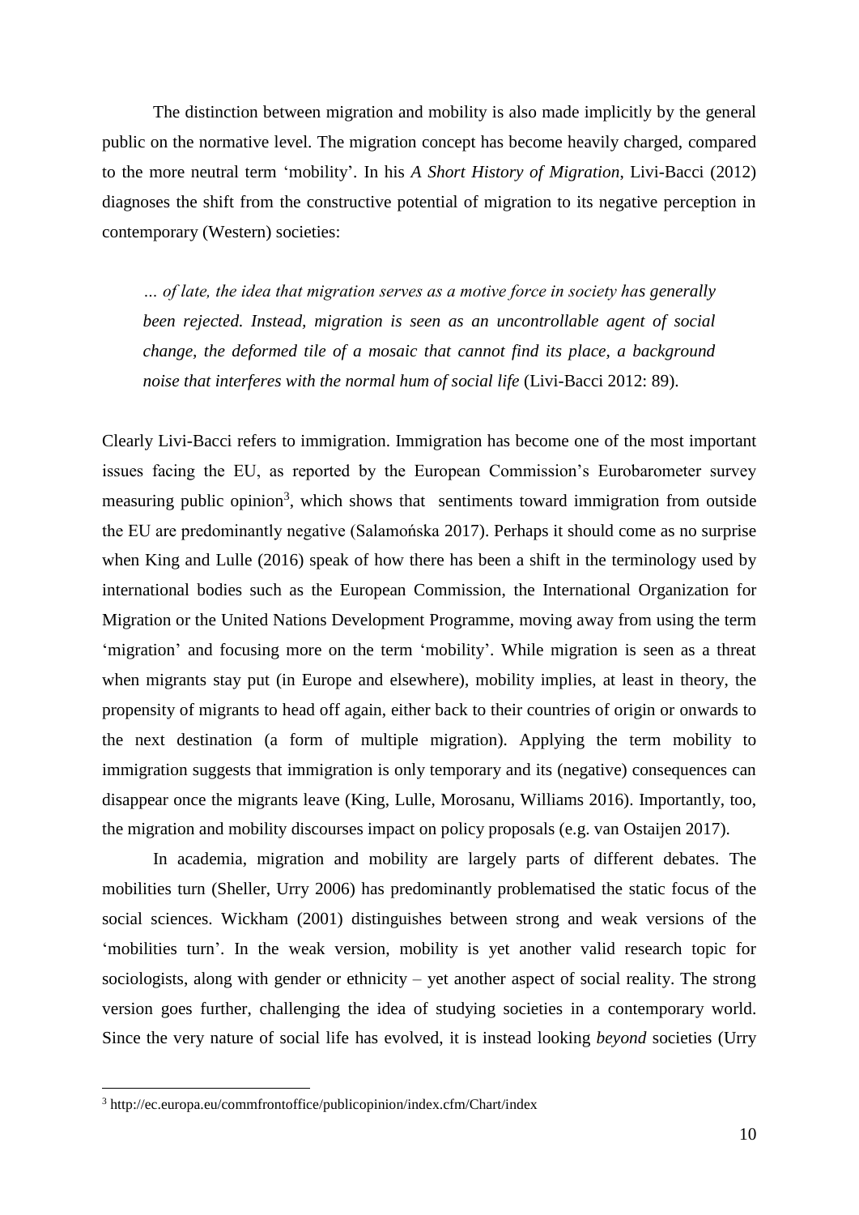The distinction between migration and mobility is also made implicitly by the general public on the normative level. The migration concept has become heavily charged, compared to the more neutral term 'mobility'. In his *A Short History of Migration*, Livi-Bacci (2012) diagnoses the shift from the constructive potential of migration to its negative perception in contemporary (Western) societies:

> *… of late, the idea that migration serves as a motive force in society has generally been rejected. Instead, migration is seen as an uncontrollable agent of social change, the deformed tile of a mosaic that cannot find its place, a background noise that interferes with the normal hum of social life* (Livi-Bacci 2012: 89).

Clearly Livi-Bacci refers to immigration. Immigration has become one of the most important issues facing the EU, as reported by the European Commission's Eurobarometer survey measuring public opinion[3], which shows that sentiments toward immigration from outside the EU are predominantly negative (Salamońska 2017). Perhaps it should come as no surprise when King and Lulle (2016) speak of how there has been a shift in the terminology used by international bodies such as the European Commission, the International Organization for Migration or the United Nations Development Programme, moving away from using the term 'migration' and focusing more on the term 'mobility'. While migration is seen as a threat when migrants stay put (in Europe and elsewhere), mobility implies, at least in theory, the propensity of migrants to head off again, either back to their countries of origin or onwards to the next destination (a form of multiple migration). Applying the term mobility to immigration suggests that immigration is only temporary and its (negative) consequences can disappear once the migrants leave (King, Lulle, Morosanu, Williams 2016). Importantly, too, the migration and mobility discourses impact on policy proposals (e.g. van Ostaijen 2017).

In academia, migration and mobility are largely parts of different debates. The mobilities turn (Sheller, Urry 2006) has predominantly problematised the static focus of the social sciences. Wickham (2001) distinguishes between strong and weak versions of the 'mobilities turn'. In the weak version, mobility is yet another valid research topic for sociologists, along with gender or ethnicity – yet another aspect of social reality. The strong version goes further, challenging the idea of studying societies in a contemporary world. Since the very nature of social life has evolved, it is instead looking *beyond* societies (Urry

[3] http://ec.europa.eu/commfrontoffice/publicopinion/index.cfm/Chart/index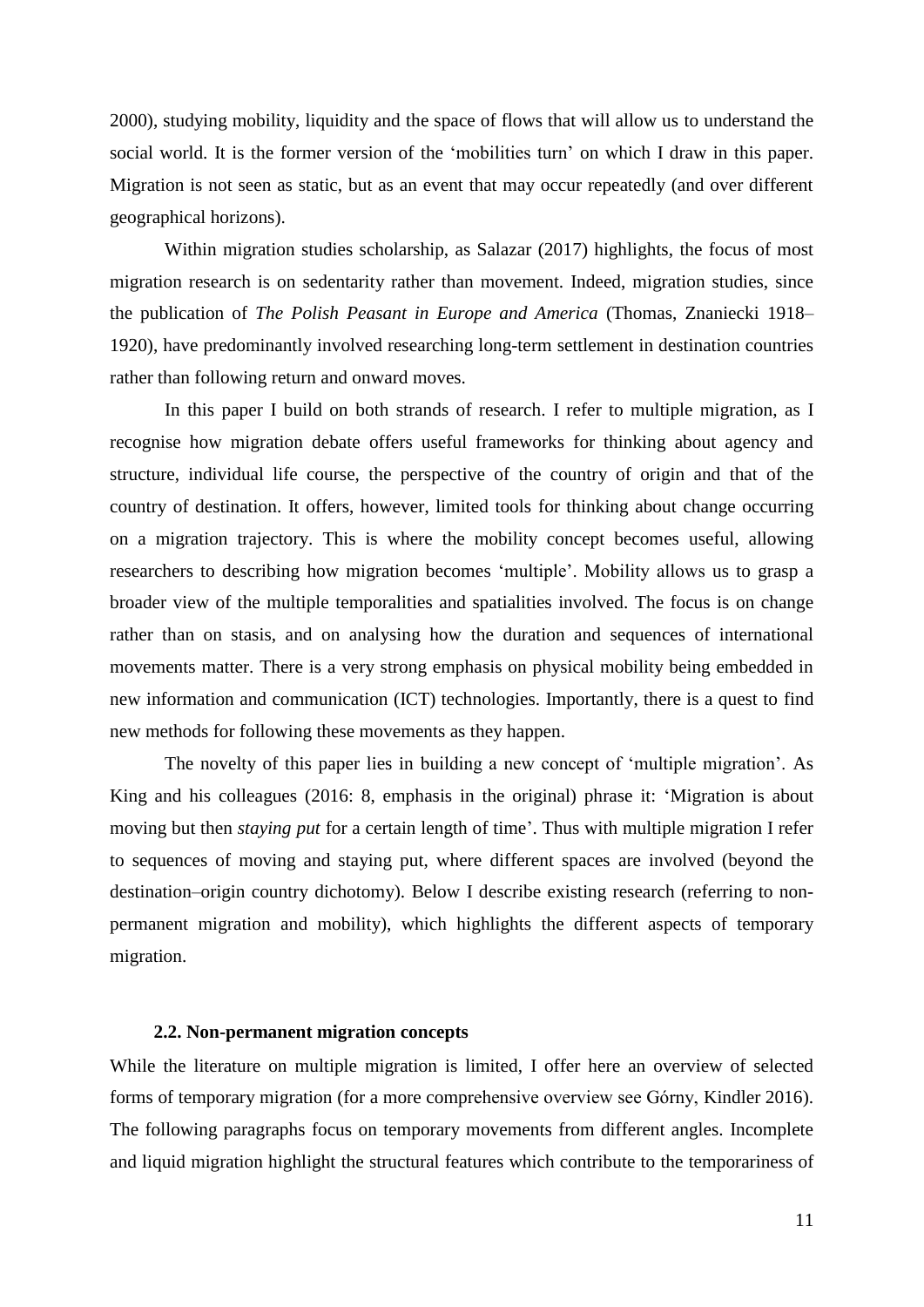2000), studying mobility, liquidity and the space of flows that will allow us to understand the social world. It is the former version of the 'mobilities turn' on which I draw in this paper. Migration is not seen as static, but as an event that may occur repeatedly (and over different geographical horizons).

Within migration studies scholarship, as Salazar (2017) highlights, the focus of most migration research is on sedentarity rather than movement. Indeed, migration studies, since the publication of *The Polish Peasant in Europe and America* (Thomas, Znaniecki 1918–1920), have predominantly involved researching long-term settlement in destination countries rather than following return and onward moves.

In this paper I build on both strands of research. I refer to multiple migration, as I recognise how migration debate offers useful frameworks for thinking about agency and structure, individual life course, the perspective of the country of origin and that of the country of destination. It offers, however, limited tools for thinking about change occurring on a migration trajectory. This is where the mobility concept becomes useful, allowing researchers to describing how migration becomes 'multiple'. Mobility allows us to grasp a broader view of the multiple temporalities and spatialities involved. The focus is on change rather than on stasis, and on analysing how the duration and sequences of international movements matter. There is a very strong emphasis on physical mobility being embedded in new information and communication (ICT) technologies. Importantly, there is a quest to find new methods for following these movements as they happen.

The novelty of this paper lies in building a new concept of 'multiple migration'. As King and his colleagues (2016: 8, emphasis in the original) phrase it: 'Migration is about moving but then *staying put* for a certain length of time'. Thus with multiple migration I refer to sequences of moving and staying put, where different spaces are involved (beyond the destination–origin country dichotomy). Below I describe existing research (referring to non-permanent migration and mobility), which highlights the different aspects of temporary migration.

### 2.2. Non-permanent migration concepts

While the literature on multiple migration is limited, I offer here an overview of selected forms of temporary migration (for a more comprehensive overview see Górny, Kindler 2016). The following paragraphs focus on temporary movements from different angles. Incomplete and liquid migration highlight the structural features which contribute to the temporariness of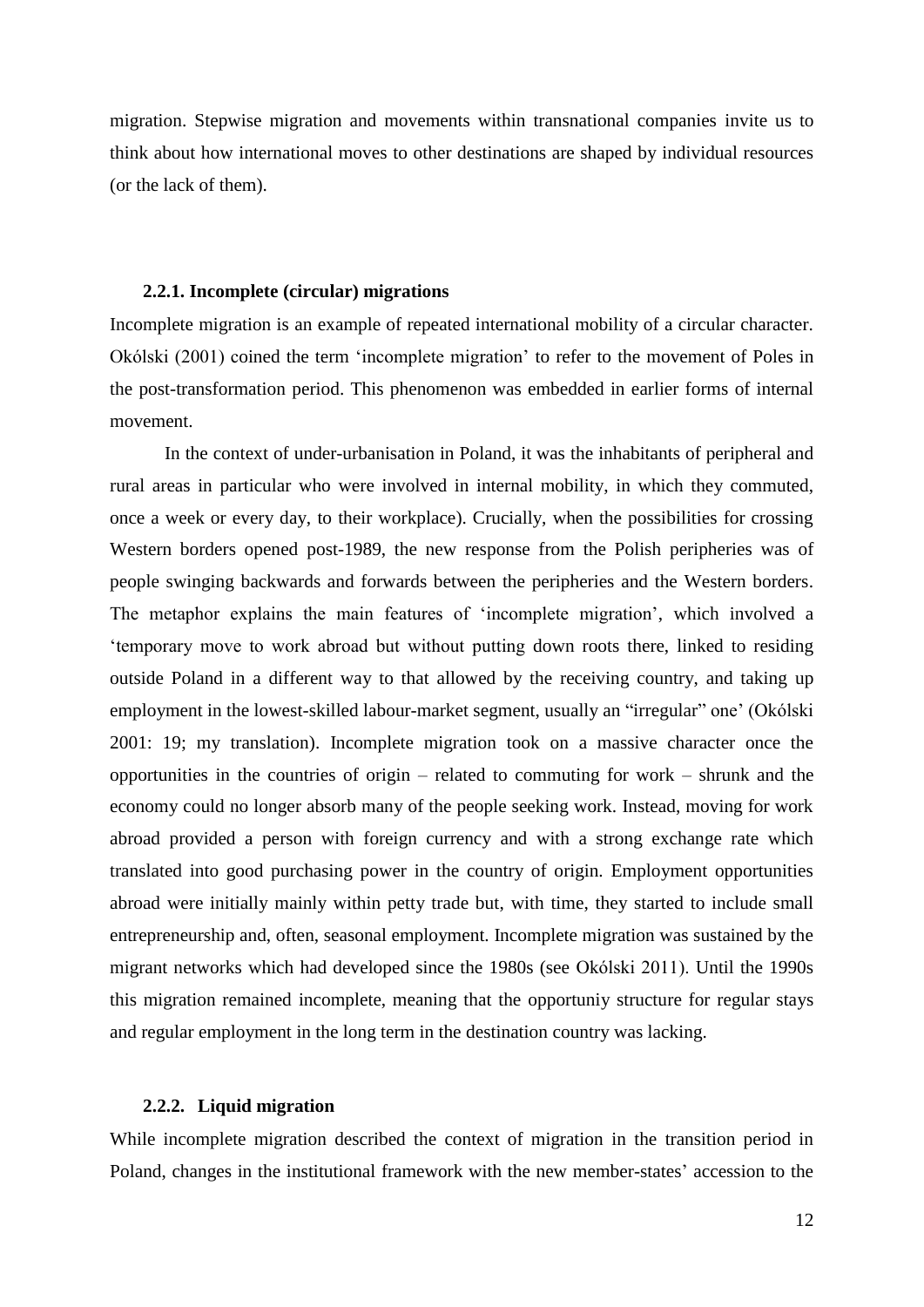migration. Stepwise migration and movements within transnational companies invite us to think about how international moves to other destinations are shaped by individual resources (or the lack of them).

### 2.2.1. Incomplete (circular) migrations

Incomplete migration is an example of repeated international mobility of a circular character. Okólski (2001) coined the term 'incomplete migration' to refer to the movement of Poles in the post-transformation period. This phenomenon was embedded in earlier forms of internal movement.

In the context of under-urbanisation in Poland, it was the inhabitants of peripheral and rural areas in particular who were involved in internal mobility, in which they commuted, once a week or every day, to their workplace). Crucially, when the possibilities for crossing Western borders opened post-1989, the new response from the Polish peripheries was of people swinging backwards and forwards between the peripheries and the Western borders. The metaphor explains the main features of 'incomplete migration', which involved a 'temporary move to work abroad but without putting down roots there, linked to residing outside Poland in a different way to that allowed by the receiving country, and taking up employment in the lowest-skilled labour-market segment, usually an "irregular" one' (Okólski 2001: 19; my translation). Incomplete migration took on a massive character once the opportunities in the countries of origin – related to commuting for work – shrunk and the economy could no longer absorb many of the people seeking work. Instead, moving for work abroad provided a person with foreign currency and with a strong exchange rate which translated into good purchasing power in the country of origin. Employment opportunities abroad were initially mainly within petty trade but, with time, they started to include small entrepreneurship and, often, seasonal employment. Incomplete migration was sustained by the migrant networks which had developed since the 1980s (see Okólski 2011). Until the 1990s this migration remained incomplete, meaning that the opportuniy structure for regular stays and regular employment in the long term in the destination country was lacking.

### 2.2.2. Liquid migration

While incomplete migration described the context of migration in the transition period in Poland, changes in the institutional framework with the new member-states' accession to the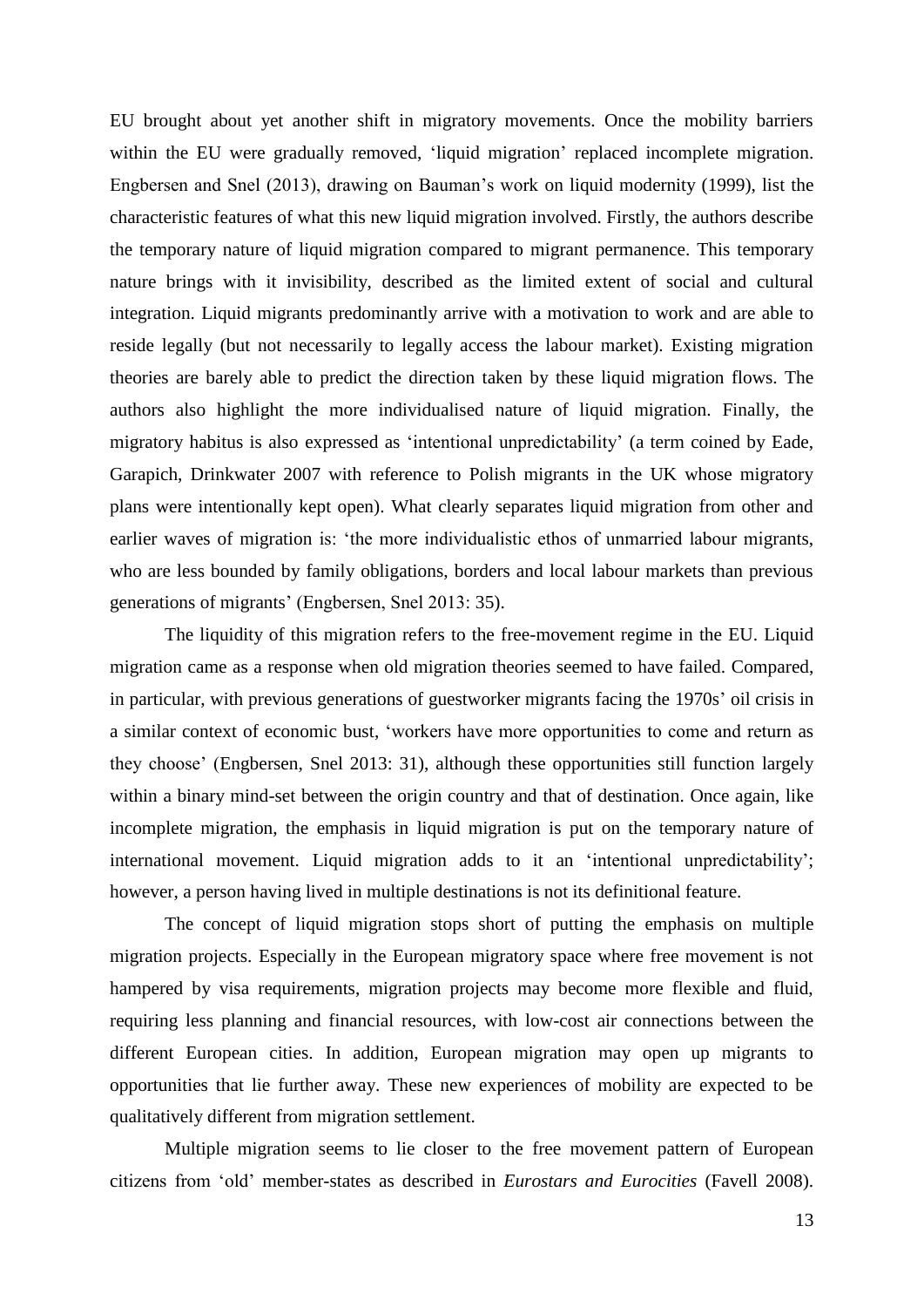EU brought about yet another shift in migratory movements. Once the mobility barriers within the EU were gradually removed, 'liquid migration' replaced incomplete migration. Engbersen and Snel (2013), drawing on Bauman's work on liquid modernity (1999), list the characteristic features of what this new liquid migration involved. Firstly, the authors describe the temporary nature of liquid migration compared to migrant permanence. This temporary nature brings with it invisibility, described as the limited extent of social and cultural integration. Liquid migrants predominantly arrive with a motivation to work and are able to reside legally (but not necessarily to legally access the labour market). Existing migration theories are barely able to predict the direction taken by these liquid migration flows. The authors also highlight the more individualised nature of liquid migration. Finally, the migratory habitus is also expressed as 'intentional unpredictability' (a term coined by Eade, Garapich, Drinkwater 2007 with reference to Polish migrants in the UK whose migratory plans were intentionally kept open). What clearly separates liquid migration from other and earlier waves of migration is: 'the more individualistic ethos of unmarried labour migrants, who are less bounded by family obligations, borders and local labour markets than previous generations of migrants' (Engbersen, Snel 2013: 35).

The liquidity of this migration refers to the free-movement regime in the EU. Liquid migration came as a response when old migration theories seemed to have failed. Compared, in particular, with previous generations of guestworker migrants facing the 1970s' oil crisis in a similar context of economic bust, 'workers have more opportunities to come and return as they choose' (Engbersen, Snel 2013: 31), although these opportunities still function largely within a binary mind-set between the origin country and that of destination. Once again, like incomplete migration, the emphasis in liquid migration is put on the temporary nature of international movement. Liquid migration adds to it an 'intentional unpredictability'; however, a person having lived in multiple destinations is not its definitional feature.

The concept of liquid migration stops short of putting the emphasis on multiple migration projects. Especially in the European migratory space where free movement is not hampered by visa requirements, migration projects may become more flexible and fluid, requiring less planning and financial resources, with low-cost air connections between the different European cities. In addition, European migration may open up migrants to opportunities that lie further away. These new experiences of mobility are expected to be qualitatively different from migration settlement.

Multiple migration seems to lie closer to the free movement pattern of European citizens from 'old' member-states as described in *Eurostars and Eurocities* (Favell 2008).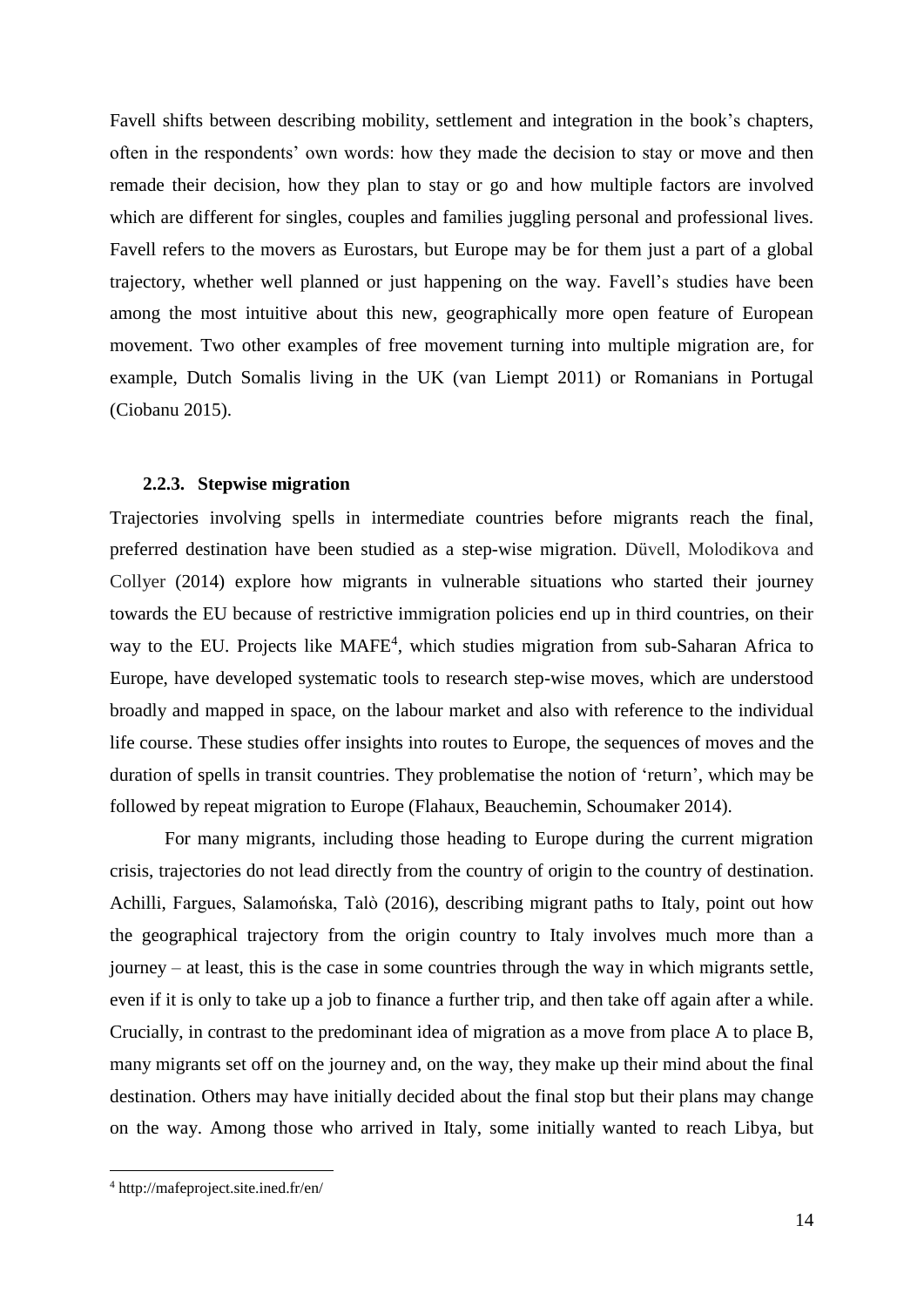Favell shifts between describing mobility, settlement and integration in the book's chapters, often in the respondents' own words: how they made the decision to stay or move and then remade their decision, how they plan to stay or go and how multiple factors are involved which are different for singles, couples and families juggling personal and professional lives. Favell refers to the movers as Eurostars, but Europe may be for them just a part of a global trajectory, whether well planned or just happening on the way. Favell's studies have been among the most intuitive about this new, geographically more open feature of European movement. Two other examples of free movement turning into multiple migration are, for example, Dutch Somalis living in the UK (van Liempt 2011) or Romanians in Portugal (Ciobanu 2015).

### 2.2.3. Stepwise migration

Trajectories involving spells in intermediate countries before migrants reach the final, preferred destination have been studied as a step-wise migration. Düvell, Molodikova and Collyer (2014) explore how migrants in vulnerable situations who started their journey towards the EU because of restrictive immigration policies end up in third countries, on their way to the EU. Projects like MAFE[4], which studies migration from sub-Saharan Africa to Europe, have developed systematic tools to research step-wise moves, which are understood broadly and mapped in space, on the labour market and also with reference to the individual life course. These studies offer insights into routes to Europe, the sequences of moves and the duration of spells in transit countries. They problematise the notion of 'return', which may be followed by repeat migration to Europe (Flahaux, Beauchemin, Schoumaker 2014).

For many migrants, including those heading to Europe during the current migration crisis, trajectories do not lead directly from the country of origin to the country of destination. Achilli, Fargues, Salamońska, Talò (2016), describing migrant paths to Italy, point out how the geographical trajectory from the origin country to Italy involves much more than a journey – at least, this is the case in some countries through the way in which migrants settle, even if it is only to take up a job to finance a further trip, and then take off again after a while. Crucially, in contrast to the predominant idea of migration as a move from place A to place B, many migrants set off on the journey and, on the way, they make up their mind about the final destination. Others may have initially decided about the final stop but their plans may change on the way. Among those who arrived in Italy, some initially wanted to reach Libya, but

[4] http://mafeproject.site.ined.fr/en/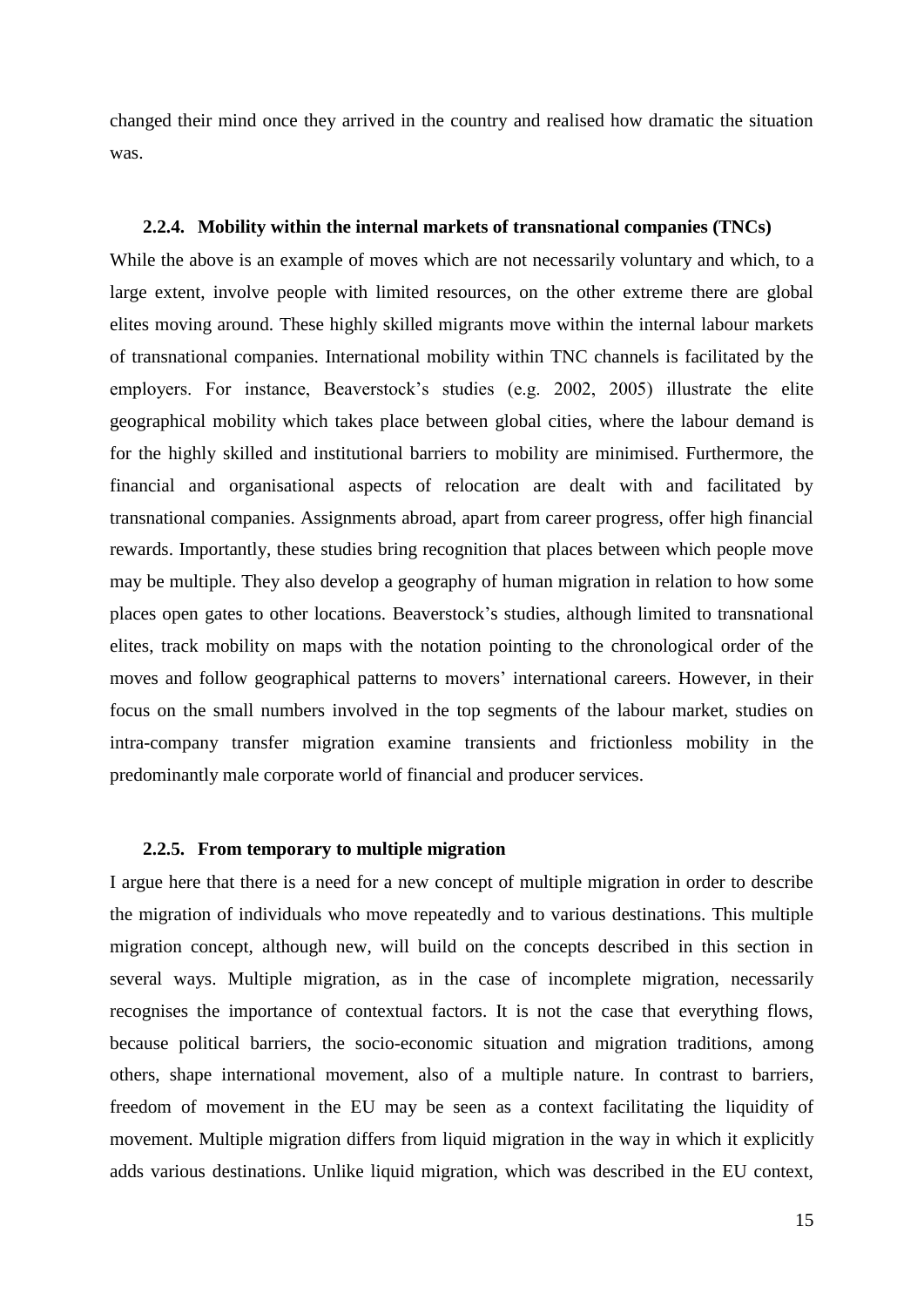changed their mind once they arrived in the country and realised how dramatic the situation was.

### 2.2.4. Mobility within the internal markets of transnational companies (TNCs)

While the above is an example of moves which are not necessarily voluntary and which, to a large extent, involve people with limited resources, on the other extreme there are global elites moving around. These highly skilled migrants move within the internal labour markets of transnational companies. International mobility within TNC channels is facilitated by the employers. For instance, Beaverstock's studies (e.g. 2002, 2005) illustrate the elite geographical mobility which takes place between global cities, where the labour demand is for the highly skilled and institutional barriers to mobility are minimised. Furthermore, the financial and organisational aspects of relocation are dealt with and facilitated by transnational companies. Assignments abroad, apart from career progress, offer high financial rewards. Importantly, these studies bring recognition that places between which people move may be multiple. They also develop a geography of human migration in relation to how some places open gates to other locations. Beaverstock's studies, although limited to transnational elites, track mobility on maps with the notation pointing to the chronological order of the moves and follow geographical patterns to movers' international careers. However, in their focus on the small numbers involved in the top segments of the labour market, studies on intra-company transfer migration examine transients and frictionless mobility in the predominantly male corporate world of financial and producer services.

### 2.2.5. From temporary to multiple migration

I argue here that there is a need for a new concept of multiple migration in order to describe the migration of individuals who move repeatedly and to various destinations. This multiple migration concept, although new, will build on the concepts described in this section in several ways. Multiple migration, as in the case of incomplete migration, necessarily recognises the importance of contextual factors. It is not the case that everything flows, because political barriers, the socio-economic situation and migration traditions, among others, shape international movement, also of a multiple nature. In contrast to barriers, freedom of movement in the EU may be seen as a context facilitating the liquidity of movement. Multiple migration differs from liquid migration in the way in which it explicitly adds various destinations. Unlike liquid migration, which was described in the EU context,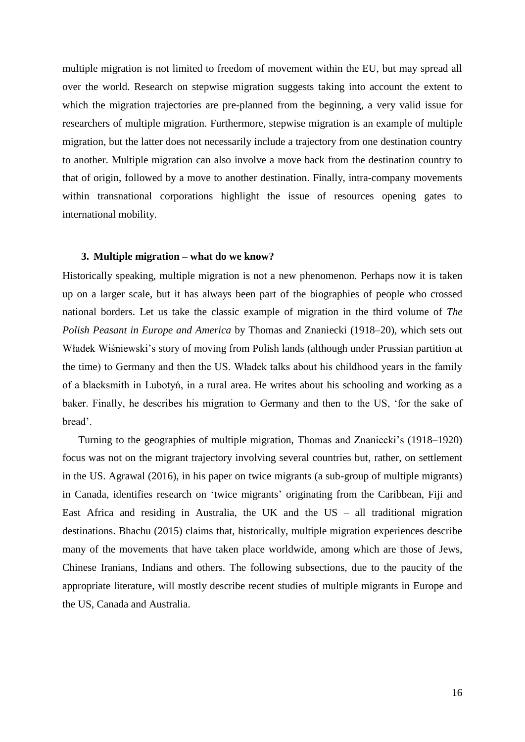multiple migration is not limited to freedom of movement within the EU, but may spread all over the world. Research on stepwise migration suggests taking into account the extent to which the migration trajectories are pre-planned from the beginning, a very valid issue for researchers of multiple migration. Furthermore, stepwise migration is an example of multiple migration, but the latter does not necessarily include a trajectory from one destination country to another. Multiple migration can also involve a move back from the destination country to that of origin, followed by a move to another destination. Finally, intra-company movements within transnational corporations highlight the issue of resources opening gates to international mobility.

## 3. Multiple migration – what do we know?

Historically speaking, multiple migration is not a new phenomenon. Perhaps now it is taken up on a larger scale, but it has always been part of the biographies of people who crossed national borders. Let us take the classic example of migration in the third volume of *The Polish Peasant in Europe and America* by Thomas and Znaniecki (1918–20), which sets out Władek Wiśniewski's story of moving from Polish lands (although under Prussian partition at the time) to Germany and then the US. Władek talks about his childhood years in the family of a blacksmith in Lubotyń, in a rural area. He writes about his schooling and working as a baker. Finally, he describes his migration to Germany and then to the US, 'for the sake of bread'.

Turning to the geographies of multiple migration, Thomas and Znaniecki's (1918–1920) focus was not on the migrant trajectory involving several countries but, rather, on settlement in the US. Agrawal (2016), in his paper on twice migrants (a sub-group of multiple migrants) in Canada, identifies research on 'twice migrants' originating from the Caribbean, Fiji and East Africa and residing in Australia, the UK and the US – all traditional migration destinations. Bhachu (2015) claims that, historically, multiple migration experiences describe many of the movements that have taken place worldwide, among which are those of Jews, Chinese Iranians, Indians and others. The following subsections, due to the paucity of the appropriate literature, will mostly describe recent studies of multiple migrants in Europe and the US, Canada and Australia.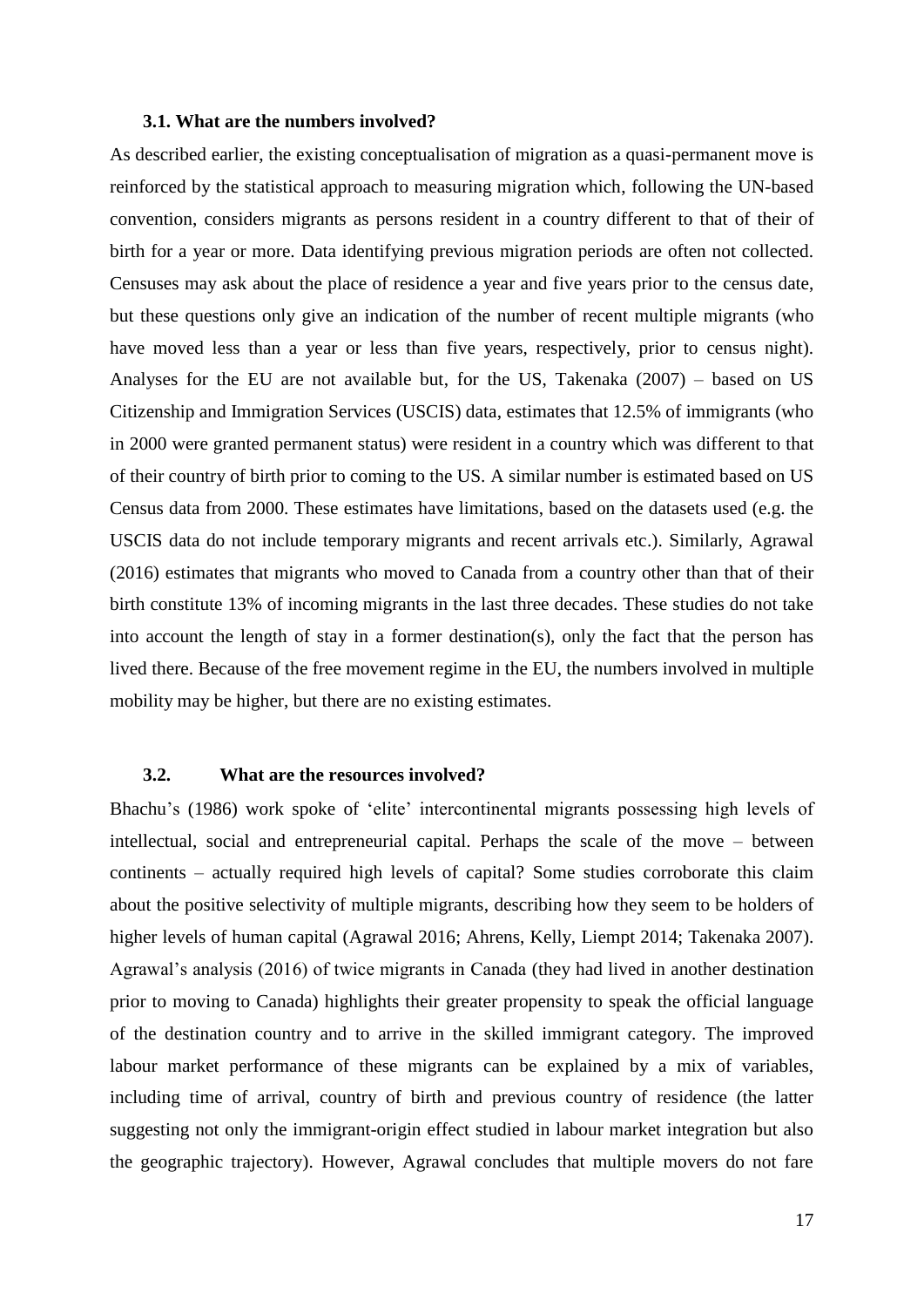### 3.1. What are the numbers involved?

As described earlier, the existing conceptualisation of migration as a quasi-permanent move is reinforced by the statistical approach to measuring migration which, following the UN-based convention, considers migrants as persons resident in a country different to that of their of birth for a year or more. Data identifying previous migration periods are often not collected. Censuses may ask about the place of residence a year and five years prior to the census date, but these questions only give an indication of the number of recent multiple migrants (who have moved less than a year or less than five years, respectively, prior to census night). Analyses for the EU are not available but, for the US, Takenaka (2007) – based on US Citizenship and Immigration Services (USCIS) data, estimates that 12.5% of immigrants (who in 2000 were granted permanent status) were resident in a country which was different to that of their country of birth prior to coming to the US. A similar number is estimated based on US Census data from 2000. These estimates have limitations, based on the datasets used (e.g. the USCIS data do not include temporary migrants and recent arrivals etc.). Similarly, Agrawal (2016) estimates that migrants who moved to Canada from a country other than that of their birth constitute 13% of incoming migrants in the last three decades. These studies do not take into account the length of stay in a former destination(s), only the fact that the person has lived there. Because of the free movement regime in the EU, the numbers involved in multiple mobility may be higher, but there are no existing estimates.

### 3.2. What are the resources involved?

Bhachu's (1986) work spoke of 'elite' intercontinental migrants possessing high levels of intellectual, social and entrepreneurial capital. Perhaps the scale of the move – between continents – actually required high levels of capital? Some studies corroborate this claim about the positive selectivity of multiple migrants, describing how they seem to be holders of higher levels of human capital (Agrawal 2016; Ahrens, Kelly, Liempt 2014; Takenaka 2007). Agrawal's analysis (2016) of twice migrants in Canada (they had lived in another destination prior to moving to Canada) highlights their greater propensity to speak the official language of the destination country and to arrive in the skilled immigrant category. The improved labour market performance of these migrants can be explained by a mix of variables, including time of arrival, country of birth and previous country of residence (the latter suggesting not only the immigrant-origin effect studied in labour market integration but also the geographic trajectory). However, Agrawal concludes that multiple movers do not fare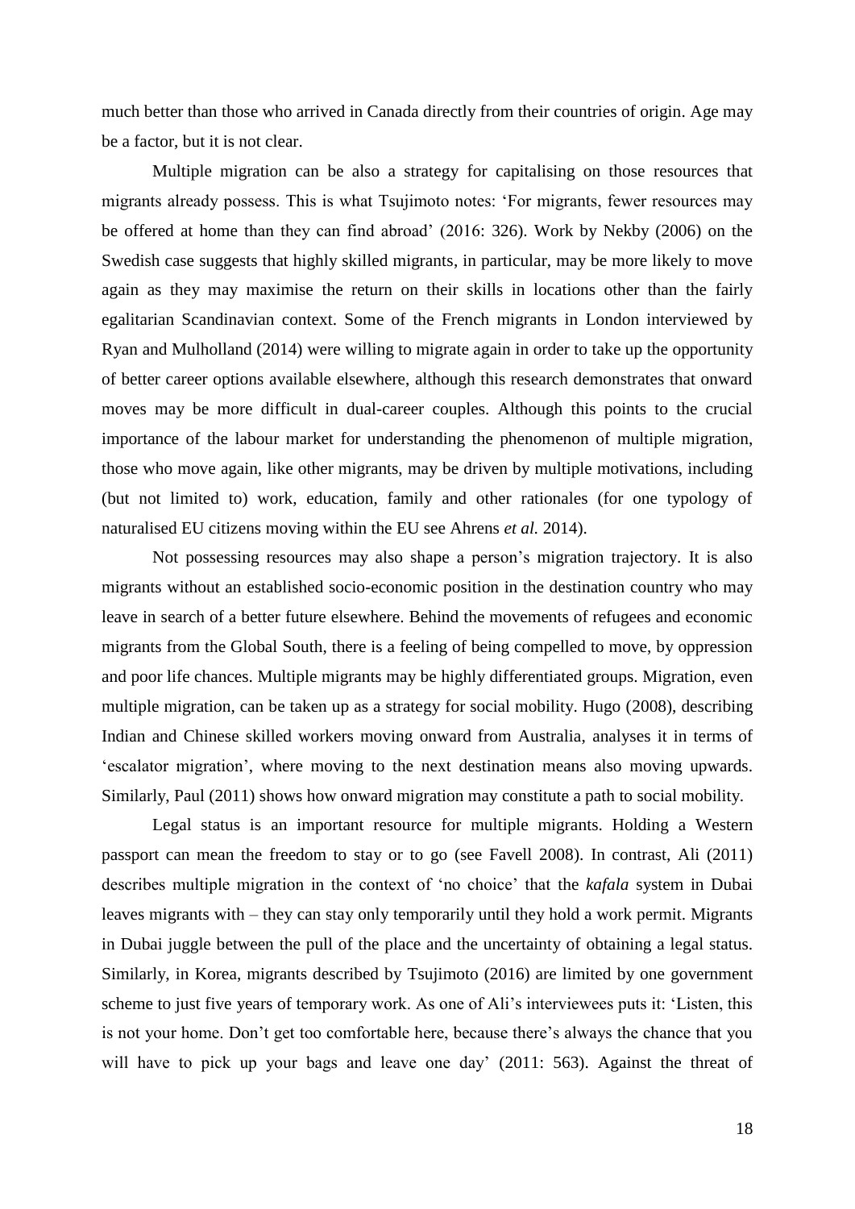much better than those who arrived in Canada directly from their countries of origin. Age may be a factor, but it is not clear.

Multiple migration can be also a strategy for capitalising on those resources that migrants already possess. This is what Tsujimoto notes: 'For migrants, fewer resources may be offered at home than they can find abroad' (2016: 326). Work by Nekby (2006) on the Swedish case suggests that highly skilled migrants, in particular, may be more likely to move again as they may maximise the return on their skills in locations other than the fairly egalitarian Scandinavian context. Some of the French migrants in London interviewed by Ryan and Mulholland (2014) were willing to migrate again in order to take up the opportunity of better career options available elsewhere, although this research demonstrates that onward moves may be more difficult in dual-career couples. Although this points to the crucial importance of the labour market for understanding the phenomenon of multiple migration, those who move again, like other migrants, may be driven by multiple motivations, including (but not limited to) work, education, family and other rationales (for one typology of naturalised EU citizens moving within the EU see Ahrens *et al.* 2014).

Not possessing resources may also shape a person's migration trajectory. It is also migrants without an established socio-economic position in the destination country who may leave in search of a better future elsewhere. Behind the movements of refugees and economic migrants from the Global South, there is a feeling of being compelled to move, by oppression and poor life chances. Multiple migrants may be highly differentiated groups. Migration, even multiple migration, can be taken up as a strategy for social mobility. Hugo (2008), describing Indian and Chinese skilled workers moving onward from Australia, analyses it in terms of 'escalator migration', where moving to the next destination means also moving upwards. Similarly, Paul (2011) shows how onward migration may constitute a path to social mobility.

Legal status is an important resource for multiple migrants. Holding a Western passport can mean the freedom to stay or to go (see Favell 2008). In contrast, Ali (2011) describes multiple migration in the context of 'no choice' that the *kafala* system in Dubai leaves migrants with – they can stay only temporarily until they hold a work permit. Migrants in Dubai juggle between the pull of the place and the uncertainty of obtaining a legal status. Similarly, in Korea, migrants described by Tsujimoto (2016) are limited by one government scheme to just five years of temporary work. As one of Ali's interviewees puts it: 'Listen, this is not your home. Don't get too comfortable here, because there's always the chance that you will have to pick up your bags and leave one day' (2011: 563). Against the threat of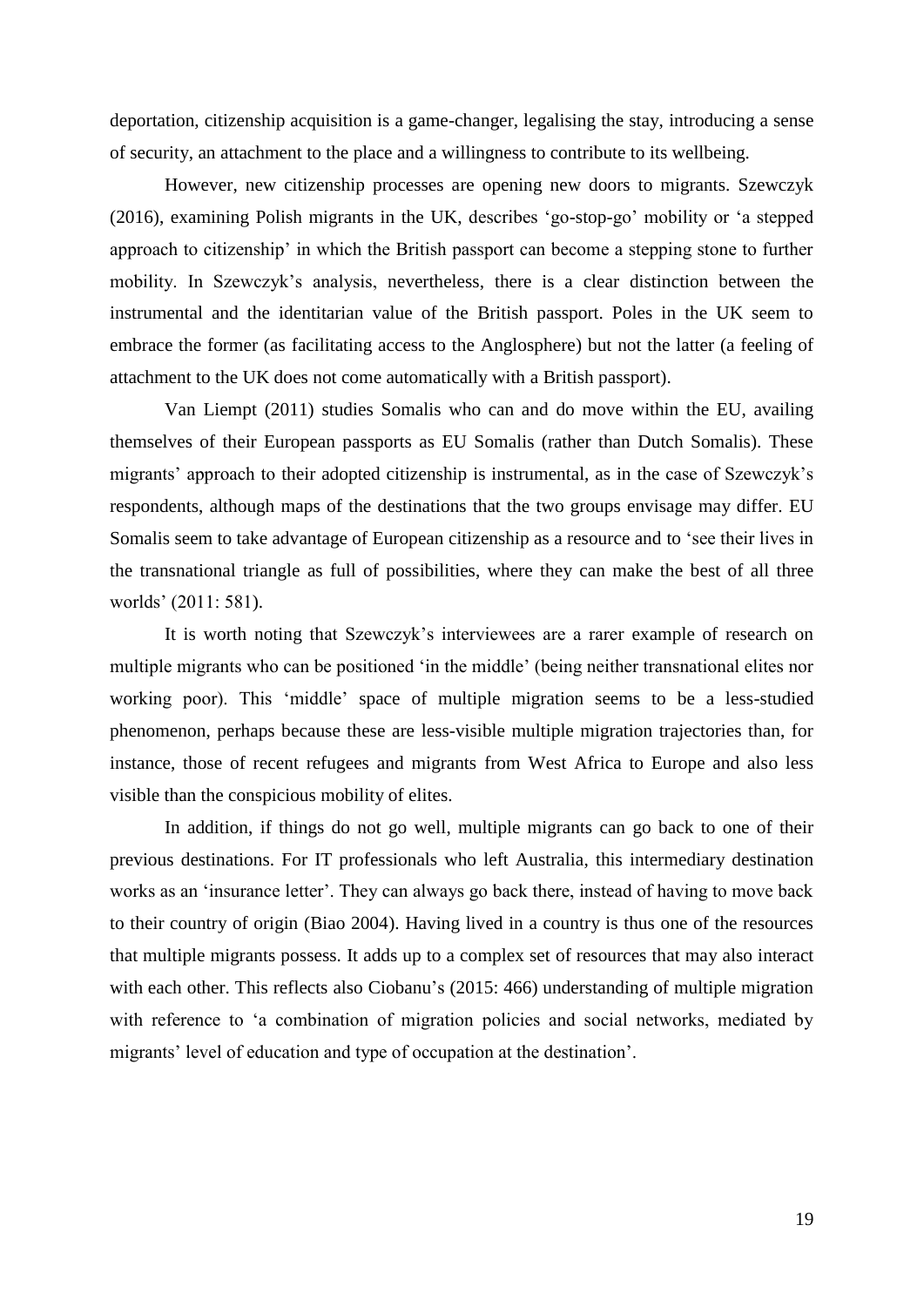deportation, citizenship acquisition is a game-changer, legalising the stay, introducing a sense of security, an attachment to the place and a willingness to contribute to its wellbeing.

However, new citizenship processes are opening new doors to migrants. Szewczyk (2016), examining Polish migrants in the UK, describes 'go-stop-go' mobility or 'a stepped approach to citizenship' in which the British passport can become a stepping stone to further mobility. In Szewczyk's analysis, nevertheless, there is a clear distinction between the instrumental and the identitarian value of the British passport. Poles in the UK seem to embrace the former (as facilitating access to the Anglosphere) but not the latter (a feeling of attachment to the UK does not come automatically with a British passport).

Van Liempt (2011) studies Somalis who can and do move within the EU, availing themselves of their European passports as EU Somalis (rather than Dutch Somalis). These migrants' approach to their adopted citizenship is instrumental, as in the case of Szewczyk's respondents, although maps of the destinations that the two groups envisage may differ. EU Somalis seem to take advantage of European citizenship as a resource and to 'see their lives in the transnational triangle as full of possibilities, where they can make the best of all three worlds' (2011: 581).

It is worth noting that Szewczyk's interviewees are a rarer example of research on multiple migrants who can be positioned 'in the middle' (being neither transnational elites nor working poor). This 'middle' space of multiple migration seems to be a less-studied phenomenon, perhaps because these are less-visible multiple migration trajectories than, for instance, those of recent refugees and migrants from West Africa to Europe and also less visible than the conspicious mobility of elites.

In addition, if things do not go well, multiple migrants can go back to one of their previous destinations. For IT professionals who left Australia, this intermediary destination works as an 'insurance letter'. They can always go back there, instead of having to move back to their country of origin (Biao 2004). Having lived in a country is thus one of the resources that multiple migrants possess. It adds up to a complex set of resources that may also interact with each other. This reflects also Ciobanu's (2015: 466) understanding of multiple migration with reference to 'a combination of migration policies and social networks, mediated by migrants' level of education and type of occupation at the destination'.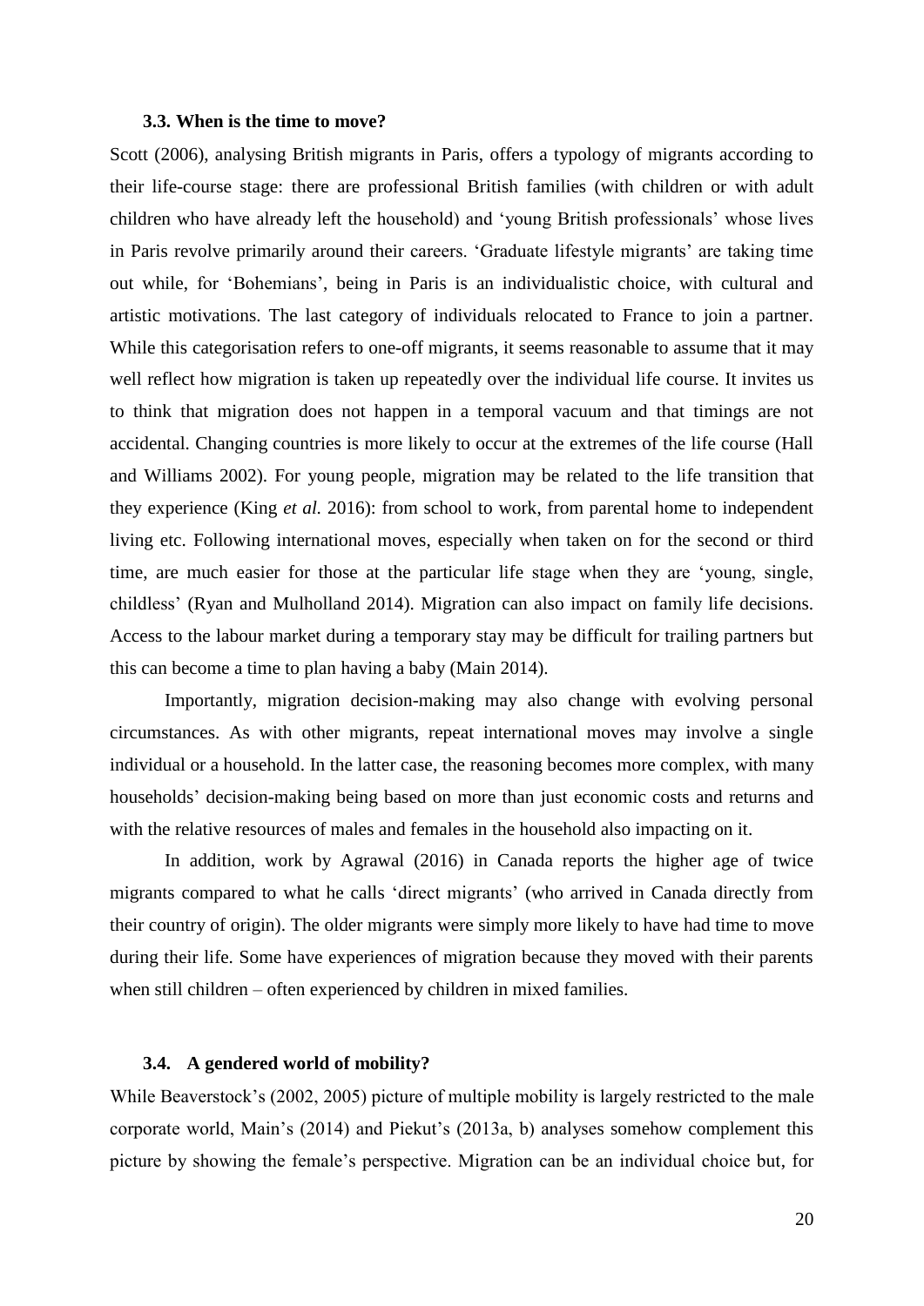### 3.3. When is the time to move?

Scott (2006), analysing British migrants in Paris, offers a typology of migrants according to their life-course stage: there are professional British families (with children or with adult children who have already left the household) and 'young British professionals' whose lives in Paris revolve primarily around their careers. 'Graduate lifestyle migrants' are taking time out while, for 'Bohemians', being in Paris is an individualistic choice, with cultural and artistic motivations. The last category of individuals relocated to France to join a partner. While this categorisation refers to one-off migrants, it seems reasonable to assume that it may well reflect how migration is taken up repeatedly over the individual life course. It invites us to think that migration does not happen in a temporal vacuum and that timings are not accidental. Changing countries is more likely to occur at the extremes of the life course (Hall and Williams 2002). For young people, migration may be related to the life transition that they experience (King *et al.* 2016): from school to work, from parental home to independent living etc. Following international moves, especially when taken on for the second or third time, are much easier for those at the particular life stage when they are 'young, single, childless' (Ryan and Mulholland 2014). Migration can also impact on family life decisions. Access to the labour market during a temporary stay may be difficult for trailing partners but this can become a time to plan having a baby (Main 2014).

Importantly, migration decision-making may also change with evolving personal circumstances. As with other migrants, repeat international moves may involve a single individual or a household. In the latter case, the reasoning becomes more complex, with many households' decision-making being based on more than just economic costs and returns and with the relative resources of males and females in the household also impacting on it.

In addition, work by Agrawal (2016) in Canada reports the higher age of twice migrants compared to what he calls 'direct migrants' (who arrived in Canada directly from their country of origin). The older migrants were simply more likely to have had time to move during their life. Some have experiences of migration because they moved with their parents when still children – often experienced by children in mixed families.

### 3.4. A gendered world of mobility?

While Beaverstock's (2002, 2005) picture of multiple mobility is largely restricted to the male corporate world, Main's (2014) and Piekut's (2013a, b) analyses somehow complement this picture by showing the female's perspective. Migration can be an individual choice but, for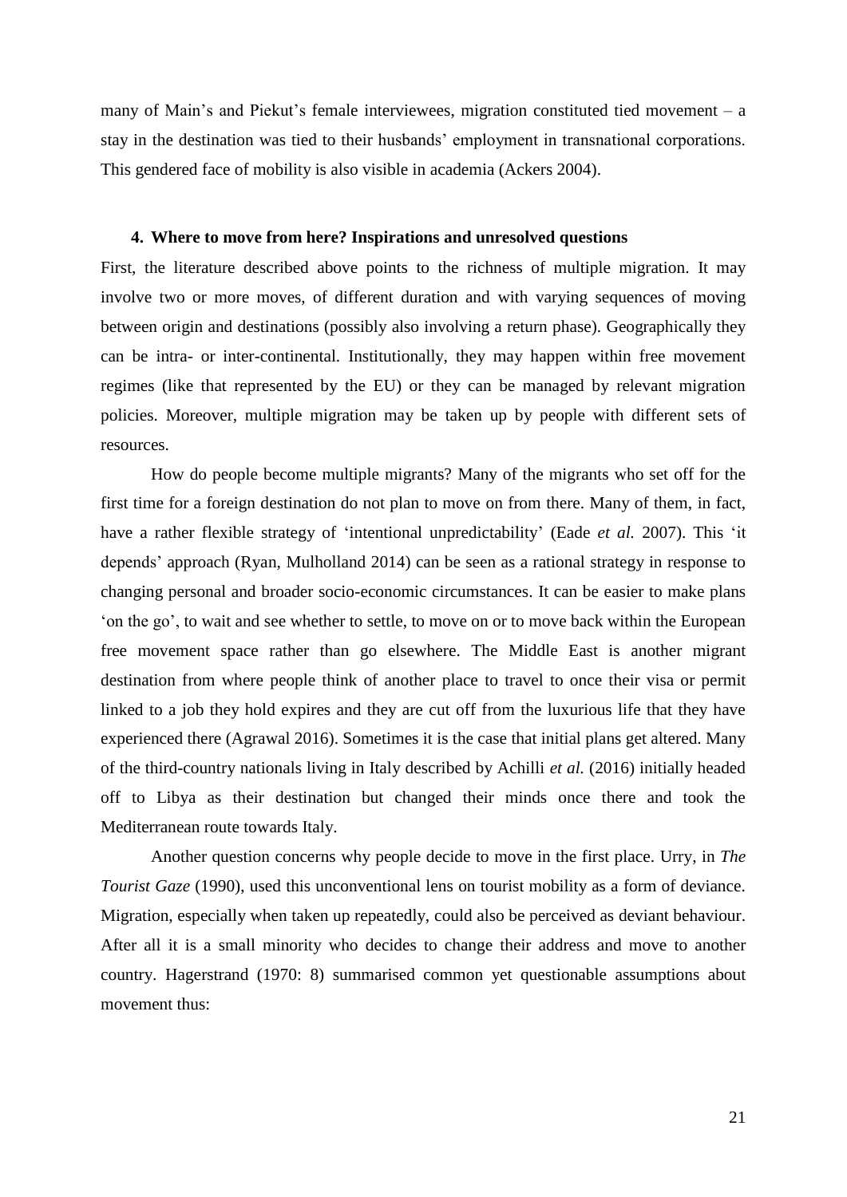many of Main's and Piekut's female interviewees, migration constituted tied movement – a stay in the destination was tied to their husbands' employment in transnational corporations. This gendered face of mobility is also visible in academia (Ackers 2004).

## 4. Where to move from here? Inspirations and unresolved questions

First, the literature described above points to the richness of multiple migration. It may involve two or more moves, of different duration and with varying sequences of moving between origin and destinations (possibly also involving a return phase). Geographically they can be intra- or inter-continental. Institutionally, they may happen within free movement regimes (like that represented by the EU) or they can be managed by relevant migration policies. Moreover, multiple migration may be taken up by people with different sets of resources.

How do people become multiple migrants? Many of the migrants who set off for the first time for a foreign destination do not plan to move on from there. Many of them, in fact, have a rather flexible strategy of 'intentional unpredictability' (Eade *et al.* 2007). This 'it depends' approach (Ryan, Mulholland 2014) can be seen as a rational strategy in response to changing personal and broader socio-economic circumstances. It can be easier to make plans 'on the go', to wait and see whether to settle, to move on or to move back within the European free movement space rather than go elsewhere. The Middle East is another migrant destination from where people think of another place to travel to once their visa or permit linked to a job they hold expires and they are cut off from the luxurious life that they have experienced there (Agrawal 2016). Sometimes it is the case that initial plans get altered. Many of the third-country nationals living in Italy described by Achilli *et al.* (2016) initially headed off to Libya as their destination but changed their minds once there and took the Mediterranean route towards Italy.

Another question concerns why people decide to move in the first place. Urry, in *The Tourist Gaze* (1990), used this unconventional lens on tourist mobility as a form of deviance. Migration, especially when taken up repeatedly, could also be perceived as deviant behaviour. After all it is a small minority who decides to change their address and move to another country. Hagerstrand (1970: 8) summarised common yet questionable assumptions about movement thus: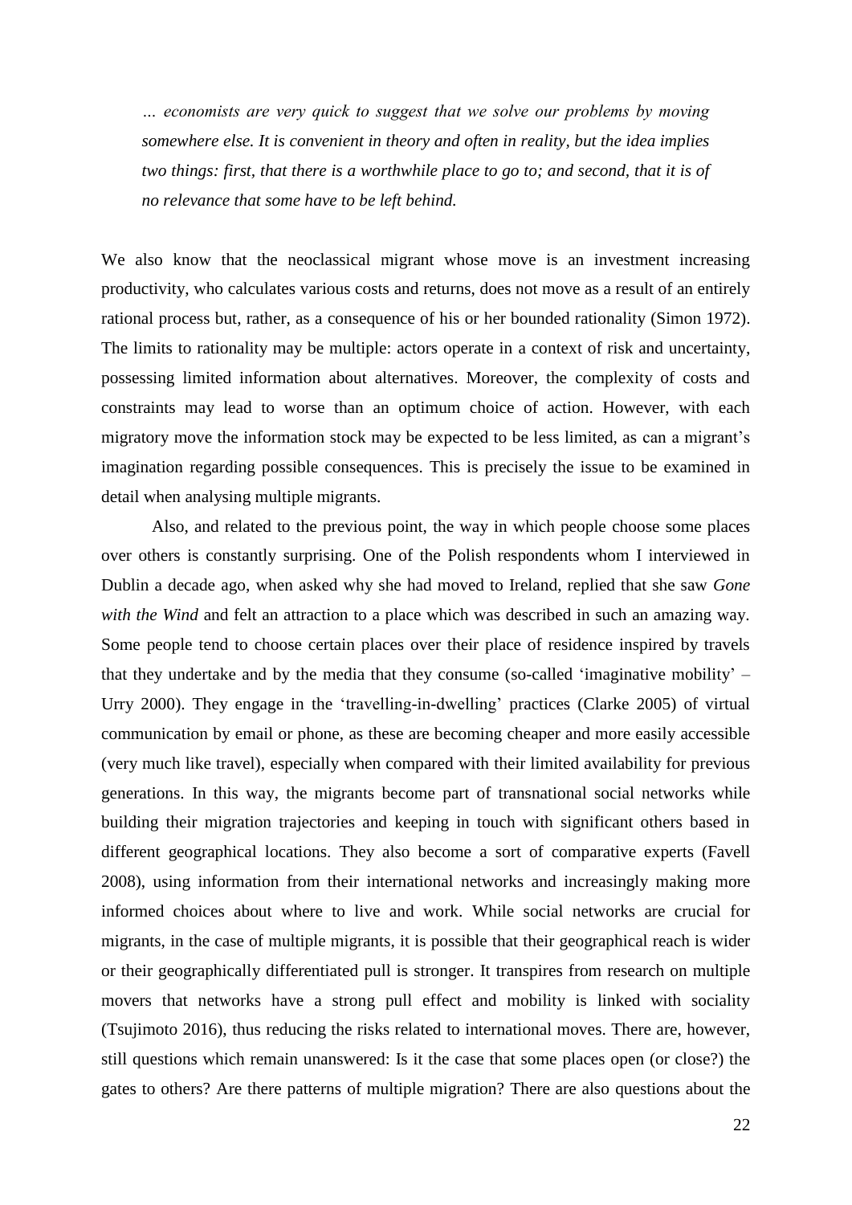*… economists are very quick to suggest that we solve our problems by moving somewhere else. It is convenient in theory and often in reality, but the idea implies two things: first, that there is a worthwhile place to go to; and second, that it is of no relevance that some have to be left behind.*

We also know that the neoclassical migrant whose move is an investment increasing productivity, who calculates various costs and returns, does not move as a result of an entirely rational process but, rather, as a consequence of his or her bounded rationality (Simon 1972). The limits to rationality may be multiple: actors operate in a context of risk and uncertainty, possessing limited information about alternatives. Moreover, the complexity of costs and constraints may lead to worse than an optimum choice of action. However, with each migratory move the information stock may be expected to be less limited, as can a migrant's imagination regarding possible consequences. This is precisely the issue to be examined in detail when analysing multiple migrants.

Also, and related to the previous point, the way in which people choose some places over others is constantly surprising. One of the Polish respondents whom I interviewed in Dublin a decade ago, when asked why she had moved to Ireland, replied that she saw *Gone with the Wind* and felt an attraction to a place which was described in such an amazing way. Some people tend to choose certain places over their place of residence inspired by travels that they undertake and by the media that they consume (so-called 'imaginative mobility' – Urry 2000). They engage in the 'travelling-in-dwelling' practices (Clarke 2005) of virtual communication by email or phone, as these are becoming cheaper and more easily accessible (very much like travel), especially when compared with their limited availability for previous generations. In this way, the migrants become part of transnational social networks while building their migration trajectories and keeping in touch with significant others based in different geographical locations. They also become a sort of comparative experts (Favell 2008), using information from their international networks and increasingly making more informed choices about where to live and work. While social networks are crucial for migrants, in the case of multiple migrants, it is possible that their geographical reach is wider or their geographically differentiated pull is stronger. It transpires from research on multiple movers that networks have a strong pull effect and mobility is linked with sociality (Tsujimoto 2016), thus reducing the risks related to international moves. There are, however, still questions which remain unanswered: Is it the case that some places open (or close?) the gates to others? Are there patterns of multiple migration? There are also questions about the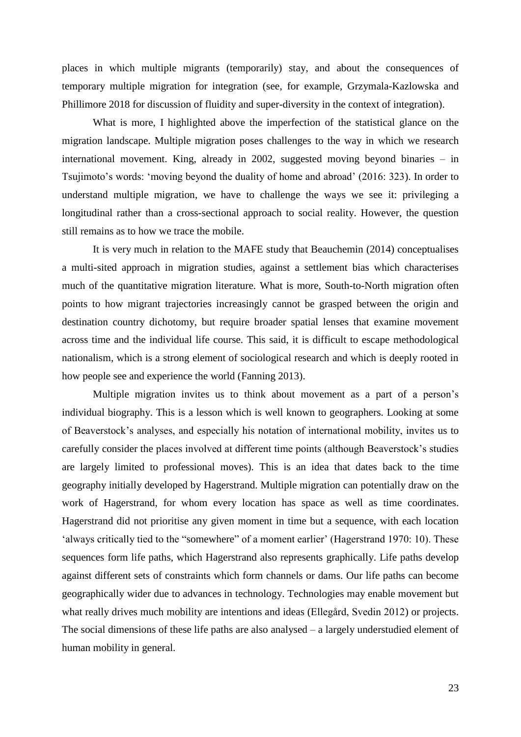places in which multiple migrants (temporarily) stay, and about the consequences of temporary multiple migration for integration (see, for example, Grzymala-Kazlowska and Phillimore 2018 for discussion of fluidity and super-diversity in the context of integration).

What is more, I highlighted above the imperfection of the statistical glance on the migration landscape. Multiple migration poses challenges to the way in which we research international movement. King, already in 2002, suggested moving beyond binaries – in Tsujimoto's words: 'moving beyond the duality of home and abroad' (2016: 323). In order to understand multiple migration, we have to challenge the ways we see it: privileging a longitudinal rather than a cross-sectional approach to social reality. However, the question still remains as to how we trace the mobile.

It is very much in relation to the MAFE study that Beauchemin (2014) conceptualises a multi-sited approach in migration studies, against a settlement bias which characterises much of the quantitative migration literature. What is more, South-to-North migration often points to how migrant trajectories increasingly cannot be grasped between the origin and destination country dichotomy, but require broader spatial lenses that examine movement across time and the individual life course. This said, it is difficult to escape methodological nationalism, which is a strong element of sociological research and which is deeply rooted in how people see and experience the world (Fanning 2013).

Multiple migration invites us to think about movement as a part of a person's individual biography. This is a lesson which is well known to geographers. Looking at some of Beaverstock's analyses, and especially his notation of international mobility, invites us to carefully consider the places involved at different time points (although Beaverstock's studies are largely limited to professional moves). This is an idea that dates back to the time geography initially developed by Hagerstrand. Multiple migration can potentially draw on the work of Hagerstrand, for whom every location has space as well as time coordinates. Hagerstrand did not prioritise any given moment in time but a sequence, with each location 'always critically tied to the "somewhere" of a moment earlier' (Hagerstrand 1970: 10). These sequences form life paths, which Hagerstrand also represents graphically. Life paths develop against different sets of constraints which form channels or dams. Our life paths can become geographically wider due to advances in technology. Technologies may enable movement but what really drives much mobility are intentions and ideas (Ellegård, Svedin 2012) or projects. The social dimensions of these life paths are also analysed – a largely understudied element of human mobility in general.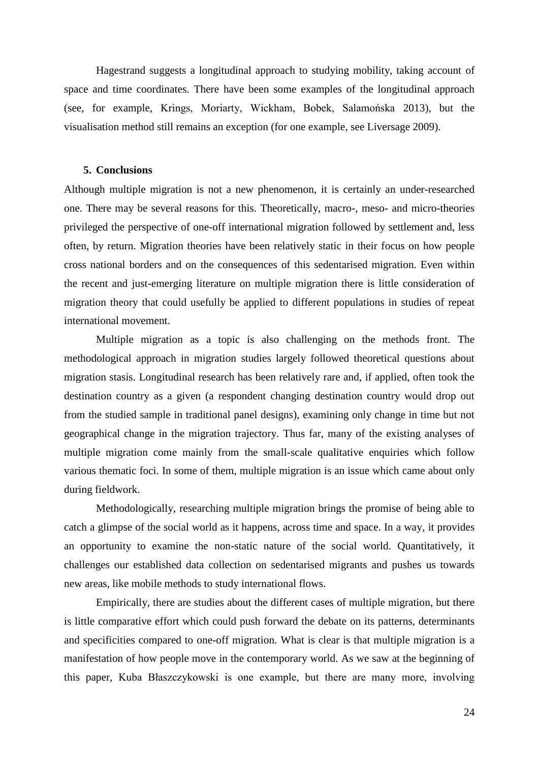Hagestrand suggests a longitudinal approach to studying mobility, taking account of space and time coordinates. There have been some examples of the longitudinal approach (see, for example, Krings, Moriarty, Wickham, Bobek, Salamońska 2013), but the visualisation method still remains an exception (for one example, see Liversage 2009).

## 5. Conclusions

Although multiple migration is not a new phenomenon, it is certainly an under-researched one. There may be several reasons for this. Theoretically, macro-, meso- and micro-theories privileged the perspective of one-off international migration followed by settlement and, less often, by return. Migration theories have been relatively static in their focus on how people cross national borders and on the consequences of this sedentarised migration. Even within the recent and just-emerging literature on multiple migration there is little consideration of migration theory that could usefully be applied to different populations in studies of repeat international movement.

Multiple migration as a topic is also challenging on the methods front. The methodological approach in migration studies largely followed theoretical questions about migration stasis. Longitudinal research has been relatively rare and, if applied, often took the destination country as a given (a respondent changing destination country would drop out from the studied sample in traditional panel designs), examining only change in time but not geographical change in the migration trajectory. Thus far, many of the existing analyses of multiple migration come mainly from the small-scale qualitative enquiries which follow various thematic foci. In some of them, multiple migration is an issue which came about only during fieldwork.

Methodologically, researching multiple migration brings the promise of being able to catch a glimpse of the social world as it happens, across time and space. In a way, it provides an opportunity to examine the non-static nature of the social world. Quantitatively, it challenges our established data collection on sedentarised migrants and pushes us towards new areas, like mobile methods to study international flows.

Empirically, there are studies about the different cases of multiple migration, but there is little comparative effort which could push forward the debate on its patterns, determinants and specificities compared to one-off migration. What is clear is that multiple migration is a manifestation of how people move in the contemporary world. As we saw at the beginning of this paper, Kuba Błaszczykowski is one example, but there are many more, involving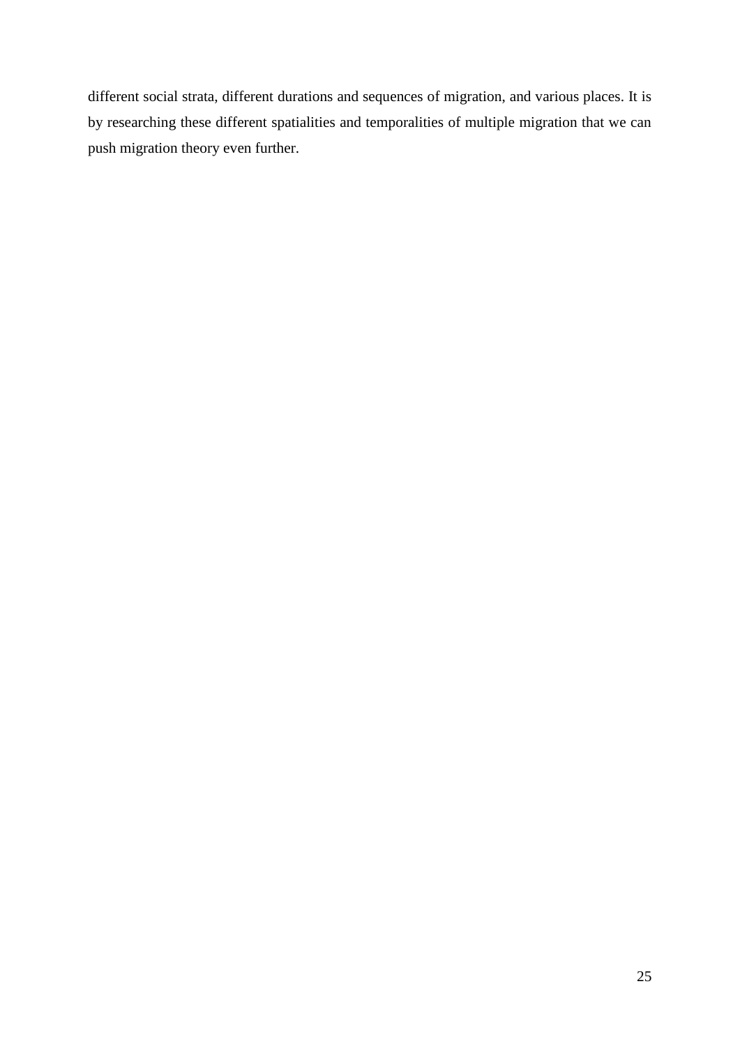different social strata, different durations and sequences of migration, and various places. It is by researching these different spatialities and temporalities of multiple migration that we can push migration theory even further.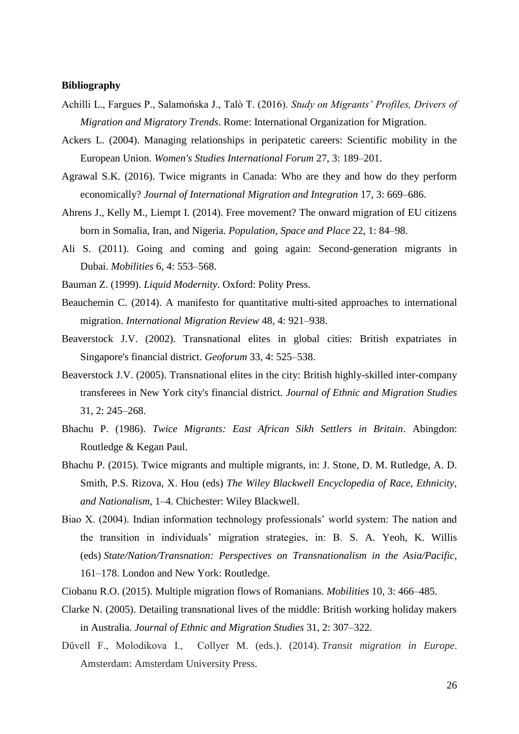**Bibliography**

Achilli L., Fargues P., Salamońska J., Talò T. (2016). *Study on Migrants' Profiles, Drivers of Migration and Migratory Trends*. Rome: International Organization for Migration.

Ackers L. (2004). Managing relationships in peripatetic careers: Scientific mobility in the European Union. *Women's Studies International Forum* 27, 3: 189–201.

Agrawal S.K. (2016). Twice migrants in Canada: Who are they and how do they perform economically? *Journal of International Migration and Integration* 17, 3: 669–686.

Ahrens J., Kelly M., Liempt I. (2014). Free movement? The onward migration of EU citizens born in Somalia, Iran, and Nigeria. *Population, Space and Place* 22, 1: 84–98.

Ali S. (2011). Going and coming and going again: Second-generation migrants in Dubai. *Mobilities* 6, 4: 553–568.

Bauman Z. (1999). *Liquid Modernity*. Oxford: Polity Press.

Beauchemin C. (2014). A manifesto for quantitative multi-sited approaches to international migration. *International Migration Review* 48, 4: 921–938.

Beaverstock J.V. (2002). Transnational elites in global cities: British expatriates in Singapore's financial district. *Geoforum* 33, 4: 525–538.

Beaverstock J.V. (2005). Transnational elites in the city: British highly-skilled inter-company transferees in New York city's financial district. *Journal of Ethnic and Migration Studies* 31, 2: 245–268.

Bhachu P. (1986). *Twice Migrants: East African Sikh Settlers in Britain*. Abingdon: Routledge & Kegan Paul.

Bhachu P. (2015). Twice migrants and multiple migrants, in: J. Stone, D. M. Rutledge, A. D. Smith, P.S. Rizova, X. Hou (eds) *The Wiley Blackwell Encyclopedia of Race, Ethnicity, and Nationalism*, 1–4. Chichester: Wiley Blackwell.

Biao X. (2004). Indian information technology professionals' world system: The nation and the transition in individuals' migration strategies, in: B. S. A. Yeoh, K. Willis (eds) *State/Nation/Transnation: Perspectives on Transnationalism in the Asia/Pacific*, 161–178. London and New York: Routledge.

Ciobanu R.O. (2015). Multiple migration flows of Romanians. *Mobilities* 10, 3: 466–485.

Clarke N. (2005). Detailing transnational lives of the middle: British working holiday makers in Australia. *Journal of Ethnic and Migration Studies* 31, 2: 307–322.

Düvell F., Molodikova I., Collyer M. (eds.). (2014). *Transit migration in Europe*. Amsterdam: Amsterdam University Press.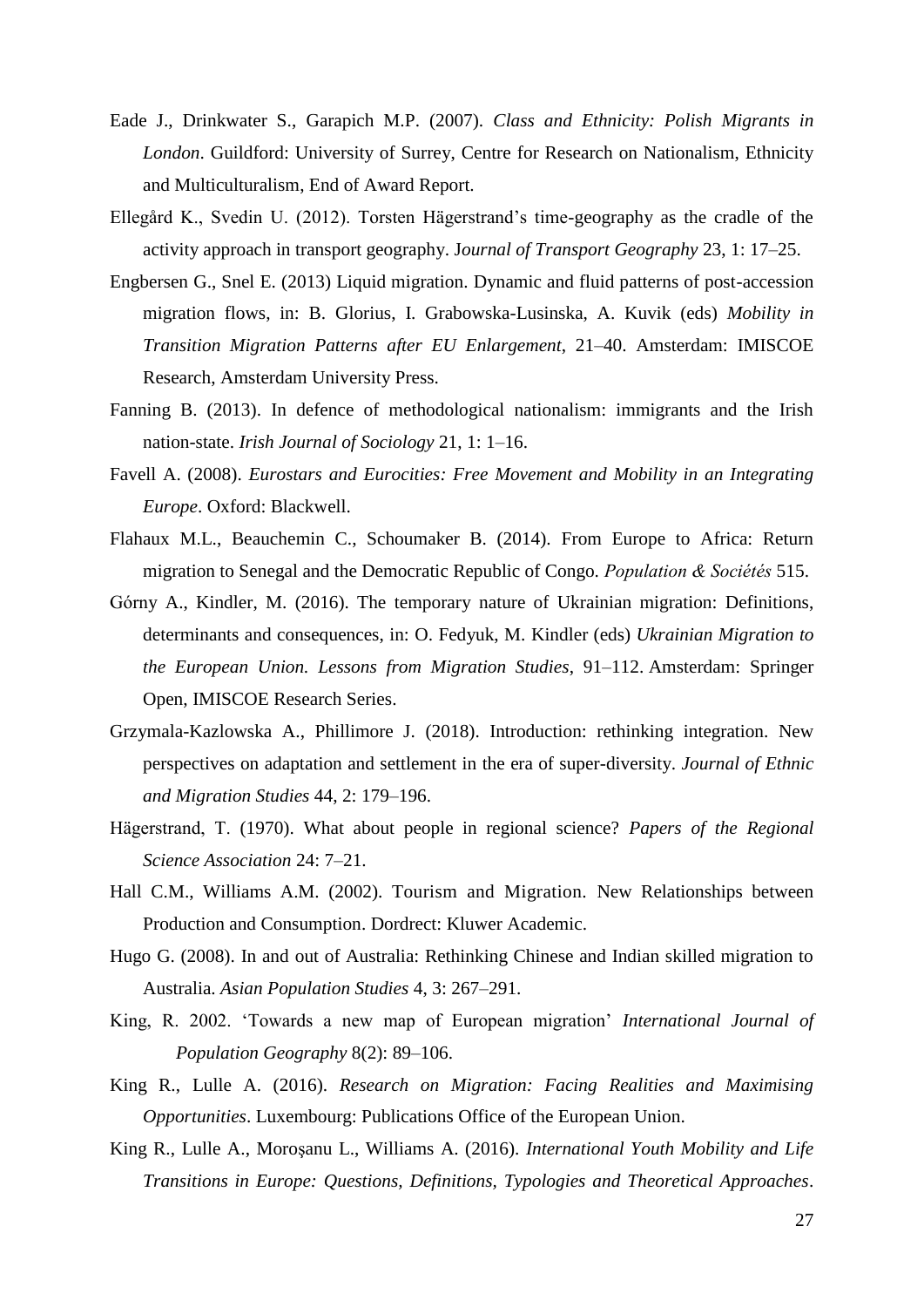Eade J., Drinkwater S., Garapich M.P. (2007). *Class and Ethnicity: Polish Migrants in London*. Guildford: University of Surrey, Centre for Research on Nationalism, Ethnicity and Multiculturalism, End of Award Report.

Ellegård K., Svedin U. (2012). Torsten Hägerstrand's time-geography as the cradle of the activity approach in transport geography. J*ournal of Transport Geography* 23, 1: 17–25.

Engbersen G., Snel E. (2013) Liquid migration. Dynamic and fluid patterns of post-accession migration flows, in: B. Glorius, I. Grabowska-Lusinska, A. Kuvik (eds) *Mobility in Transition Migration Patterns after EU Enlargement*, 21–40. Amsterdam: IMISCOE Research, Amsterdam University Press.

Fanning B. (2013). In defence of methodological nationalism: immigrants and the Irish nation-state. *Irish Journal of Sociology* 21, 1: 1–16.

Favell A. (2008). *Eurostars and Eurocities: Free Movement and Mobility in an Integrating Europe*. Oxford: Blackwell.

Flahaux M.L., Beauchemin C., Schoumaker B. (2014). From Europe to Africa: Return migration to Senegal and the Democratic Republic of Congo. *Population & Sociétés* 515.

Górny A., Kindler, M. (2016). The temporary nature of Ukrainian migration: Definitions, determinants and consequences, in: O. Fedyuk, M. Kindler (eds) *Ukrainian Migration to the European Union. Lessons from Migration Studies*, 91–112. Amsterdam: Springer Open, IMISCOE Research Series.

Grzymala-Kazlowska A., Phillimore J. (2018). Introduction: rethinking integration. New perspectives on adaptation and settlement in the era of super-diversity. *Journal of Ethnic and Migration Studies* 44, 2: 179–196.

Hägerstrand, T. (1970). What about people in regional science? *Papers of the Regional Science Association* 24: 7–21.

Hall C.M., Williams A.M. (2002). Tourism and Migration. New Relationships between Production and Consumption. Dordrect: Kluwer Academic.

Hugo G. (2008). In and out of Australia: Rethinking Chinese and Indian skilled migration to Australia. *Asian Population Studies* 4, 3: 267–291.

King, R. 2002. 'Towards a new map of European migration' *International Journal of Population Geography* 8(2): 89–106.

King R., Lulle A. (2016). *Research on Migration: Facing Realities and Maximising Opportunities*. Luxembourg: Publications Office of the European Union.

King R., Lulle A., Moroşanu L., Williams A. (2016). *International Youth Mobility and Life Transitions in Europe: Questions, Definitions, Typologies and Theoretical Approaches*.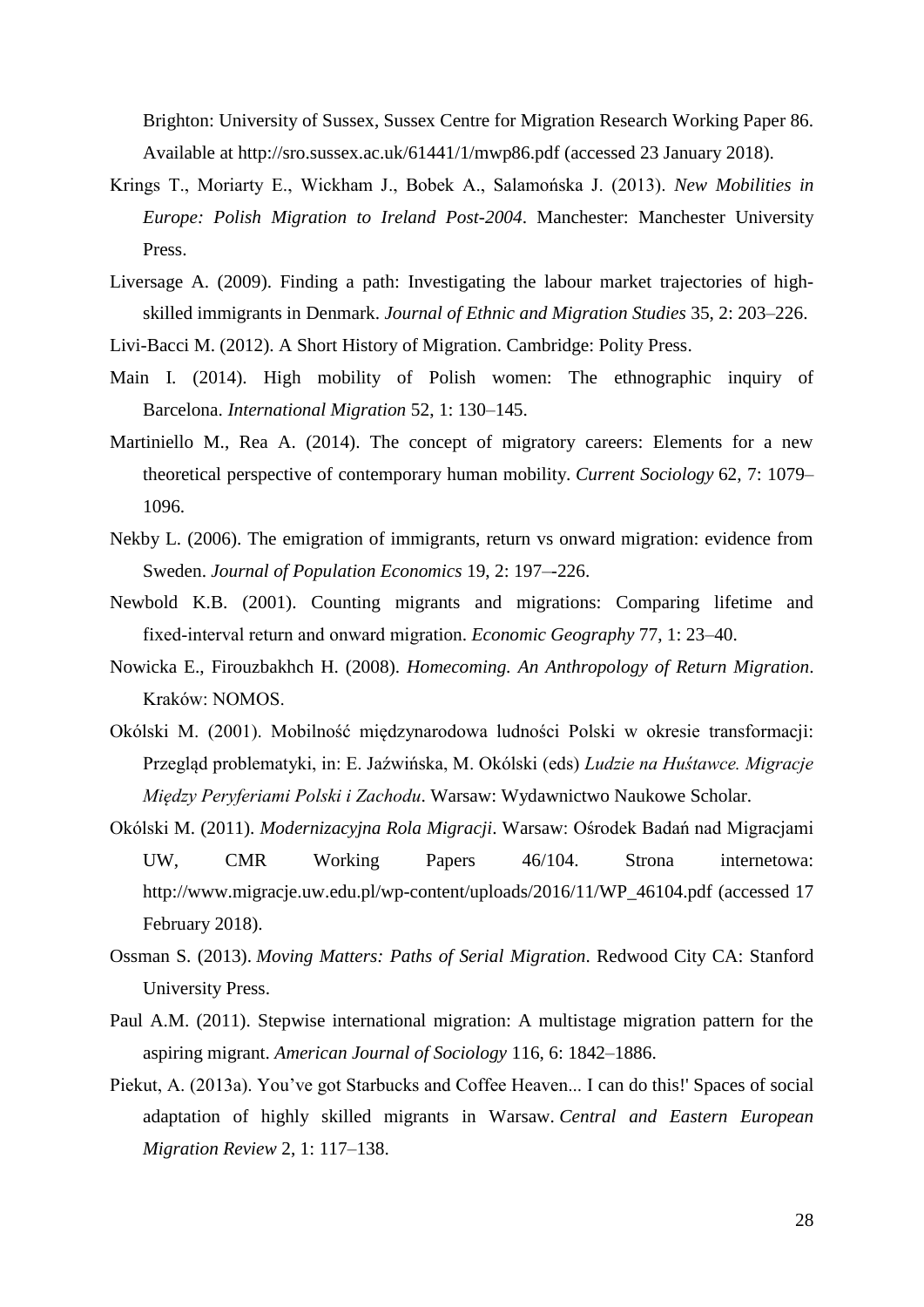Brighton: University of Sussex, Sussex Centre for Migration Research Working Paper 86. Available at http://sro.sussex.ac.uk/61441/1/mwp86.pdf (accessed 23 January 2018).

Krings T., Moriarty E., Wickham J., Bobek A., Salamońska J. (2013). *New Mobilities in Europe: Polish Migration to Ireland Post-2004*. Manchester: Manchester University Press.

Liversage A. (2009). Finding a path: Investigating the labour market trajectories of high-skilled immigrants in Denmark. *Journal of Ethnic and Migration Studies* 35, 2: 203–226.

Livi-Bacci M. (2012). A Short History of Migration. Cambridge: Polity Press.

Main I. (2014). High mobility of Polish women: The ethnographic inquiry of Barcelona. *International Migration* 52, 1: 130–145.

Martiniello M., Rea A. (2014). The concept of migratory careers: Elements for a new theoretical perspective of contemporary human mobility. *Current Sociology* 62, 7: 1079–1096.

Nekby L. (2006). The emigration of immigrants, return vs onward migration: evidence from Sweden. *Journal of Population Economics* 19, 2: 197–-226.

Newbold K.B. (2001). Counting migrants and migrations: Comparing lifetime and fixed-interval return and onward migration. *Economic Geography* 77, 1: 23–40.

Nowicka E., Firouzbakhch H. (2008). *Homecoming. An Anthropology of Return Migration*. Kraków: NOMOS.

Okólski M. (2001). Mobilność międzynarodowa ludności Polski w okresie transformacji: Przegląd problematyki, in: E. Jaźwińska, M. Okólski (eds) *Ludzie na Huśtawce. Migracje Między Peryferiami Polski i Zachodu*. Warsaw: Wydawnictwo Naukowe Scholar.

Okólski M. (2011). *Modernizacyjna Rola Migracji*. Warsaw: Ośrodek Badań nad Migracjami UW, CMR Working Papers 46/104. Strona internetowa: http://www.migracje.uw.edu.pl/wp-content/uploads/2016/11/WP_46104.pdf (accessed 17 February 2018).

Ossman S. (2013). *Moving Matters: Paths of Serial Migration*. Redwood City CA: Stanford University Press.

Paul A.M. (2011). Stepwise international migration: A multistage migration pattern for the aspiring migrant. *American Journal of Sociology* 116, 6: 1842–1886.

Piekut, A. (2013a). You've got Starbucks and Coffee Heaven... I can do this!' Spaces of social adaptation of highly skilled migrants in Warsaw. *Central and Eastern European Migration Review* 2, 1: 117–138.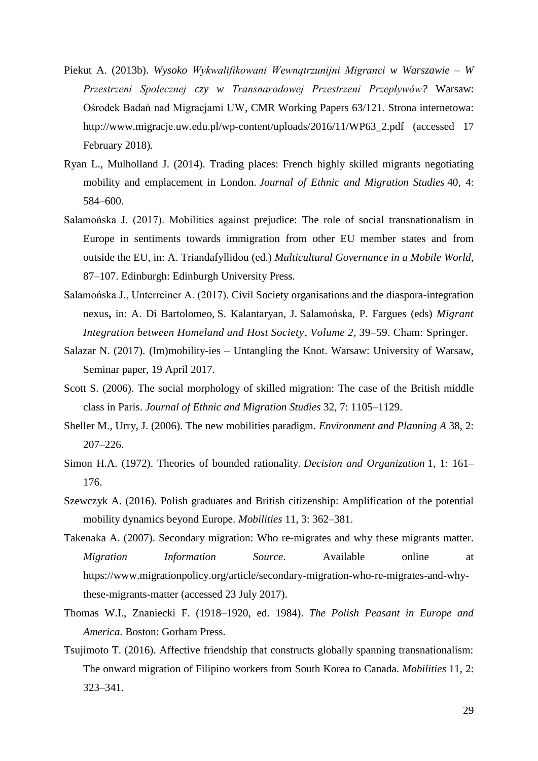Piekut A. (2013b). *Wysoko Wykwalifikowani Wewnątrzunijni Migranci w Warszawie – W Przestrzeni Społecznej czy w Transnarodowej Przestrzeni Przepływów?* Warsaw: Ośrodek Badań nad Migracjami UW, CMR Working Papers 63/121. Strona internetowa: http://www.migracje.uw.edu.pl/wp-content/uploads/2016/11/WP63_2.pdf (accessed 17 February 2018).

Ryan L., Mulholland J. (2014). Trading places: French highly skilled migrants negotiating mobility and emplacement in London. *Journal of Ethnic and Migration Studies* 40, 4: 584–600.

Salamońska J. (2017). Mobilities against prejudice: The role of social transnationalism in Europe in sentiments towards immigration from other EU member states and from outside the EU, in: A. Triandafyllidou (ed.) *Multicultural Governance in a Mobile World*, 87–107. Edinburgh: Edinburgh University Press.

Salamońska J., Unterreiner A. (2017). Civil Society organisations and the diaspora-integration nexus**,** in: A. Di Bartolomeo, S. Kalantaryan, J. Salamońska, P. Fargues (eds) *Migrant Integration between Homeland and Host Society, Volume 2*, 39–59. Cham: Springer.

Salazar N. (2017). (Im)mobility-ies – Untangling the Knot. Warsaw: University of Warsaw, Seminar paper, 19 April 2017.

Scott S. (2006). The social morphology of skilled migration: The case of the British middle class in Paris. *Journal of Ethnic and Migration Studies* 32, 7: 1105–1129.

Sheller M., Urry, J. (2006). The new mobilities paradigm. *Environment and Planning A* 38, 2: 207–226.

Simon H.A. (1972). Theories of bounded rationality. *Decision and Organization* 1, 1: 161–176.

Szewczyk A. (2016). Polish graduates and British citizenship: Amplification of the potential mobility dynamics beyond Europe. *Mobilities* 11, 3: 362–381.

Takenaka A. (2007). Secondary migration: Who re-migrates and why these migrants matter. *Migration Information Source*. Available online at https://www.migrationpolicy.org/article/secondary-migration-who-re-migrates-and-why-these-migrants-matter (accessed 23 July 2017).

Thomas W.I., Znaniecki F. (1918–1920, ed. 1984). *The Polish Peasant in Europe and America*. Boston: Gorham Press.

Tsujimoto T. (2016). Affective friendship that constructs globally spanning transnationalism: The onward migration of Filipino workers from South Korea to Canada. *Mobilities* 11, 2: 323–341.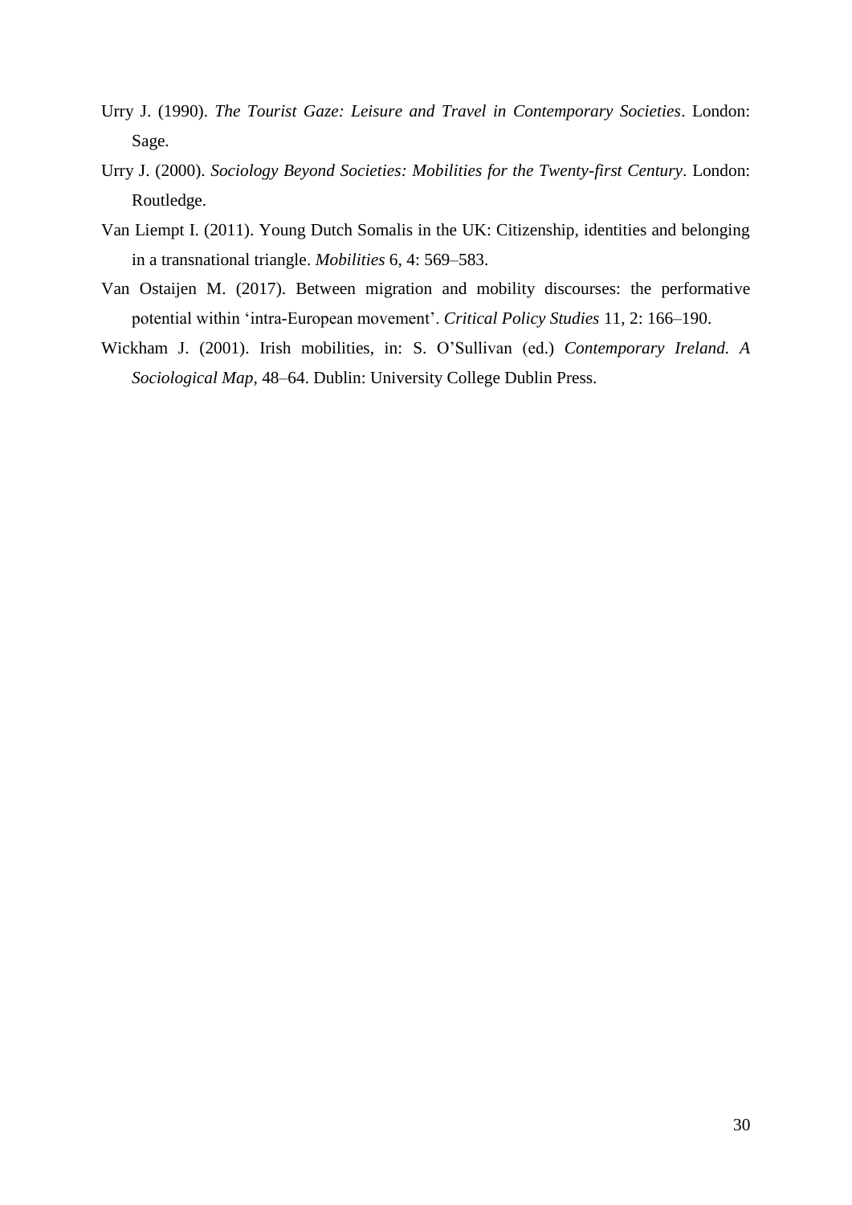Urry J. (1990). *The Tourist Gaze: Leisure and Travel in Contemporary Societies*. London: Sage.

Urry J. (2000). *Sociology Beyond Societies: Mobilities for the Twenty-first Century*. London: Routledge.

Van Liempt I. (2011). Young Dutch Somalis in the UK: Citizenship, identities and belonging in a transnational triangle. *Mobilities* 6, 4: 569–583.

Van Ostaijen M. (2017). Between migration and mobility discourses: the performative potential within 'intra-European movement'. *Critical Policy Studies* 11, 2: 166–190.

Wickham J. (2001). Irish mobilities, in: S. O'Sullivan (ed.) *Contemporary Ireland. A Sociological Map*, 48–64. Dublin: University College Dublin Press.